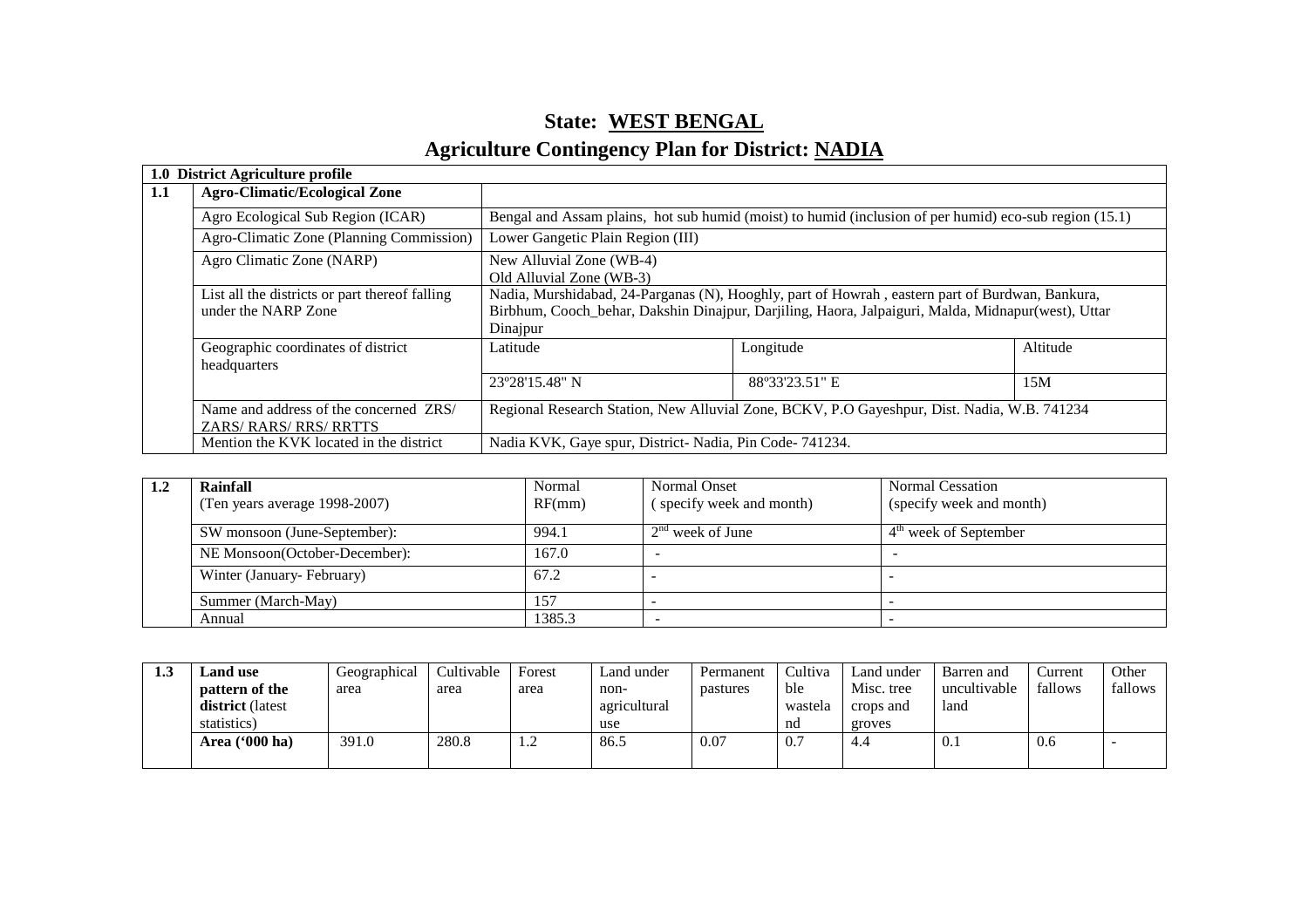# State: WEST BENGAL

# Agriculture Contingency Plan for District: NADIA

| 1.0 District Agriculture profile | | | | |
|---|---|---|---|---|
| 1.1 | **Agro-Climatic/Ecological Zone** | | | |
| | Agro Ecological Sub Region (ICAR) | Bengal and Assam plains, hot sub humid (moist) to humid (inclusion of per humid) eco-sub region (15.1) | | |
| | Agro-Climatic Zone (Planning Commission) | Lower Gangetic Plain Region (III) | | |
| | Agro Climatic Zone (NARP) | New Alluvial Zone (WB-4)<br>Old Alluvial Zone (WB-3) | | |
| | List all the districts or part thereof falling under the NARP Zone | Nadia, Murshidabad, 24-Parganas (N), Hooghly, part of Howrah , eastern part of Burdwan, Bankura, Birbhum, Cooch_behar, Dakshin Dinajpur, Darjiling, Haora, Jalpaiguri, Malda, Midnapur(west), Uttar Dinajpur | | |
| | Geographic coordinates of district headquarters | Latitude | Longitude | Altitude |
| | | 23º28'15.48" N | 88º33'23.51" E | 15M |
| | Name and address of the concerned ZRS/ ZARS/ RARS/ RRS/ RRTTS | Regional Research Station, New Alluvial Zone, BCKV, P.O Gayeshpur, Dist. Nadia, W.B. 741234 | | |
| | Mention the KVK located in the district | Nadia KVK, Gaye spur, District- Nadia, Pin Code- 741234. | | |

| 1.2 | **Rainfall**<br>(Ten years average 1998-2007) | Normal RF(mm) | Normal Onset<br>( specify week and month) | Normal Cessation<br>(specify week and month) |
|---|---|---|---|---|
| | SW monsoon (June-September): | 994.1 | 2nd week of June | 4th week of September |
| | NE Monsoon(October-December): | 167.0 | - | - |
| | Winter (January- February) | 67.2 | - | - |
| | Summer (March-May) | 157 | - | - |
| | Annual | 1385.3 | - | - |

| 1.3 | **Land use pattern of the district** (latest statistics) | Geographical area | Cultivable area | Forest area | Land under non-agricultural use | Permanent pastures | Cultivable wasteland | Land under Misc. tree crops and groves | Barren and uncultivable land | Current fallows | Other fallows |
|---|---|---|---|---|---|---|---|---|---|---|---|
| | **Area ('000 ha)** | 391.0 | 280.8 | 1.2 | 86.5 | 0.07 | 0.7 | 4.4 | 0.1 | 0.6 | - |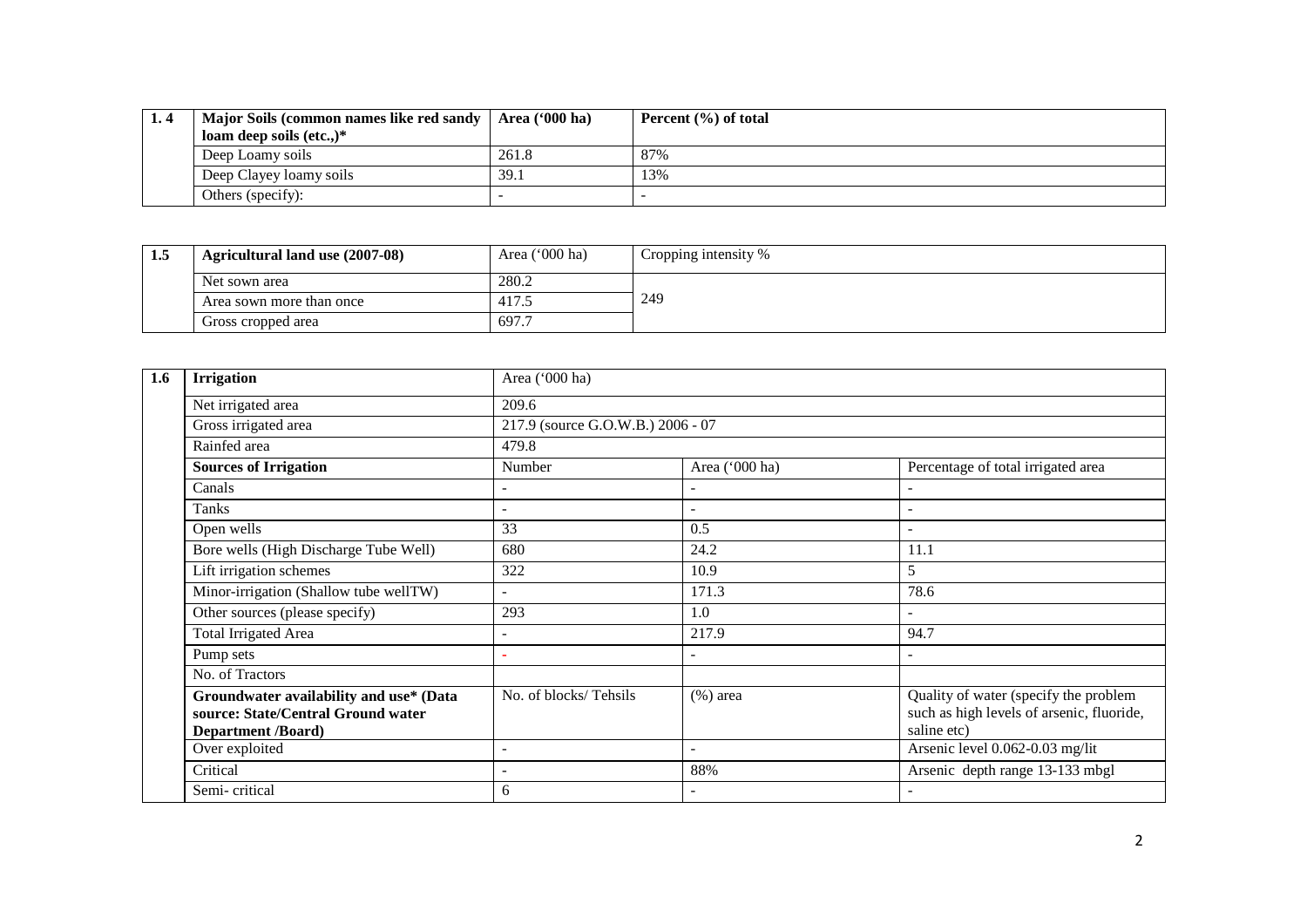| 1. 4 | Major Soils (common names like red sandy loam deep soils (etc.,)* | Area ('000 ha) | Percent (%) of total |
|---|---|---|---|
| | Deep Loamy soils | 261.8 | 87% |
| | Deep Clayey loamy soils | 39.1 | 13% |
| | Others (specify): | - | - |

| 1.5 | Agricultural land use (2007-08) | Area ('000 ha) | Cropping intensity % |
|---|---|---|---|
| | Net sown area | 280.2 | 249 |
| | Area sown more than once | 417.5 | |
| | Gross cropped area | 697.7 | |

| 1.6 | Irrigation | Area ('000 ha) | | |
|---|---|---|---|---|
| | Net irrigated area | 209.6 | | |
| | Gross irrigated area | 217.9 (source G.O.W.B.) 2006 - 07 | | |
| | Rainfed area | 479.8 | | |
| | **Sources of Irrigation** | Number | Area ('000 ha) | Percentage of total irrigated area |
| | Canals | - | - | - |
| | Tanks | - | - | - |
| | Open wells | 33 | 0.5 | - |
| | Bore wells (High Discharge Tube Well) | 680 | 24.2 | 11.1 |
| | Lift irrigation schemes | 322 | 10.9 | 5 |
| | Minor-irrigation (Shallow tube wellTW) | - | 171.3 | 78.6 |
| | Other sources (please specify) | 293 | 1.0 | - |
| | Total Irrigated Area | - | 217.9 | 94.7 |
| | Pump sets | - | - | - |
| | No. of Tractors | | | |
| | **Groundwater availability and use* (Data source: State/Central Ground water Department /Board)** | No. of blocks/ Tehsils | (%) area | Quality of water (specify the problem such as high levels of arsenic, fluoride, saline etc) |
| | Over exploited | - | - | Arsenic level 0.062-0.03 mg/lit |
| | Critical | - | 88% | Arsenic depth range 13-133 mbgl |
| | Semi- critical | 6 | - | - |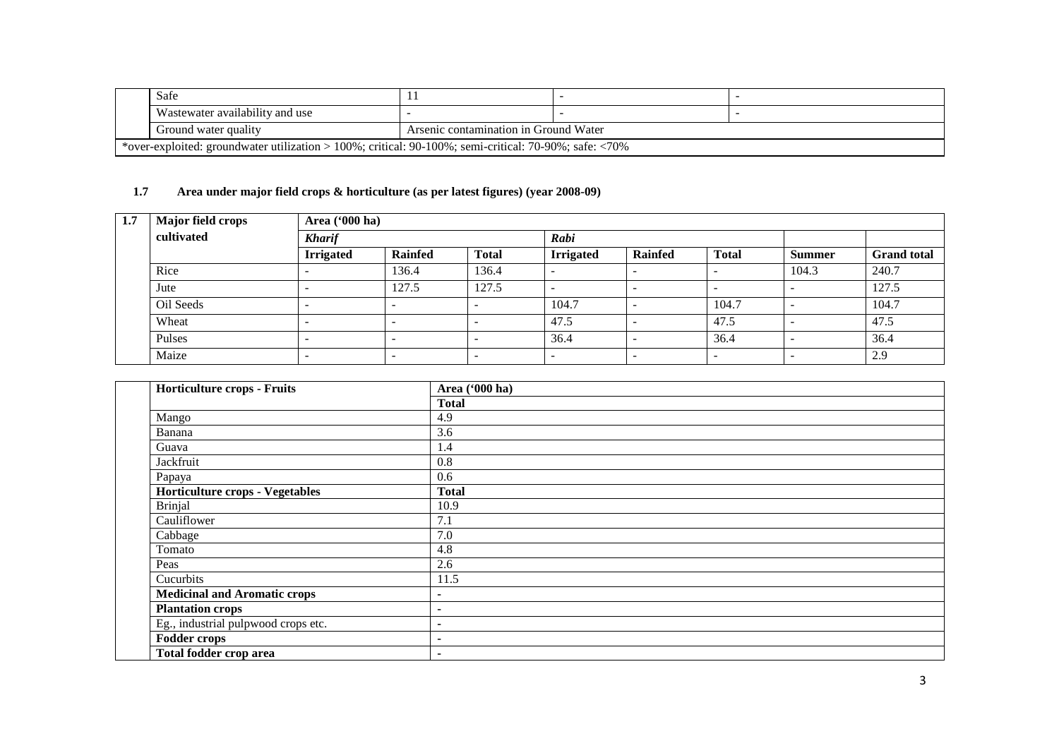| | Safe | 11 | - | - |
|---|---|---|---|---|
| | Wastewater availability and use | - | - | - |
| | Ground water quality | Arsenic contamination in Ground Water | | |
| *over-exploited: groundwater utilization > 100%; critical: 90-100%; semi-critical: 70-90%; safe: <70% | | | | |

### 1.7 Area under major field crops & horticulture (as per latest figures) (year 2008-09)

| 1.7 | Major field crops cultivated | Area ('000 ha) | | | | | | | |
|---|---|---|---|---|---|---|---|---|---|
| | | *Kharif* | | | *Rabi* | | | | |
| | | **Irrigated** | **Rainfed** | **Total** | **Irrigated** | **Rainfed** | **Total** | **Summer** | **Grand total** |
| | Rice | - | 136.4 | 136.4 | - | - | - | 104.3 | 240.7 |
| | Jute | - | 127.5 | 127.5 | - | - | - | - | 127.5 |
| | Oil Seeds | - | - | - | 104.7 | - | 104.7 | - | 104.7 |
| | Wheat | - | - | - | 47.5 | - | 47.5 | - | 47.5 |
| | Pulses | - | - | - | 36.4 | - | 36.4 | - | 36.4 |
| | Maize | - | - | - | - | - | - | - | 2.9 |

| | Horticulture crops - Fruits | Area ('000 ha) |
|---|---|---|
| | | **Total** |
| | Mango | 4.9 |
| | Banana | 3.6 |
| | Guava | 1.4 |
| | Jackfruit | 0.8 |
| | Papaya | 0.6 |
| | **Horticulture crops - Vegetables** | **Total** |
| | Brinjal | 10.9 |
| | Cauliflower | 7.1 |
| | Cabbage | 7.0 |
| | Tomato | 4.8 |
| | Peas | 2.6 |
| | Cucurbits | 11.5 |
| | **Medicinal and Aromatic crops** | - |
| | **Plantation crops** | - |
| | Eg., industrial pulpwood crops etc. | - |
| | **Fodder crops** | - |
| | **Total fodder crop area** | - |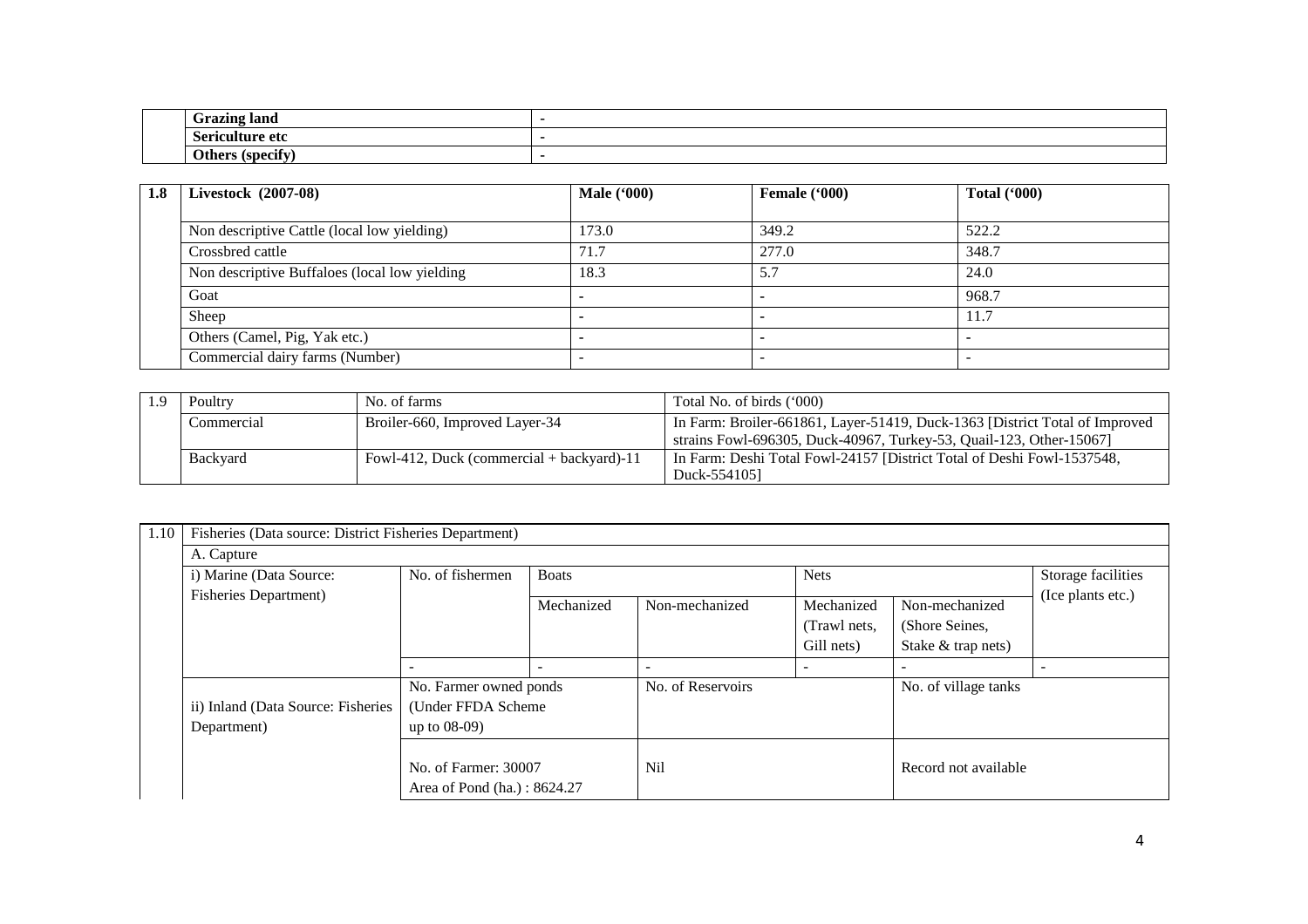| | | |
|---|---|---|
| | **Grazing land** | - |
| | **Sericulture etc** | - |
| | **Others (specify)** | - |

| 1.8 | Livestock (2007-08) | Male ('000) | Female ('000) | Total ('000) |
|---|---|---|---|---|
| | Non descriptive Cattle (local low yielding) | 173.0 | 349.2 | 522.2 |
| | Crossbred cattle | 71.7 | 277.0 | 348.7 |
| | Non descriptive Buffaloes (local low yielding | 18.3 | 5.7 | 24.0 |
| | Goat | - | - | 968.7 |
| | Sheep | - | - | 11.7 |
| | Others (Camel, Pig, Yak etc.) | - | - | - |
| | Commercial dairy farms (Number) | - | - | - |

| 1.9 | Poultry | No. of farms | Total No. of birds ('000) |
|---|---|---|---|
| | Commercial | Broiler-660, Improved Layer-34 | In Farm: Broiler-661861, Layer-51419, Duck-1363 [District Total of Improved strains Fowl-696305, Duck-40967, Turkey-53, Quail-123, Other-15067] |
| | Backyard | Fowl-412, Duck (commercial + backyard)-11 | In Farm: Deshi Total Fowl-24157 [District Total of Deshi Fowl-1537548, Duck-554105] |

| 1.10 | Fisheries (Data source: District Fisheries Department) | | | | | | |
|---|---|---|---|---|---|---|---|
| | A. Capture | | | | | | |
| | i) Marine (Data Source: Fisheries Department) | No. of fishermen | Boats | | Nets | | Storage facilities (Ice plants etc.) |
| | | | Mechanized | Non-mechanized | Mechanized (Trawl nets, Gill nets) | Non-mechanized (Shore Seines, Stake & trap nets) | |
| | | - | - | - | - | - | - |
| | ii) Inland (Data Source: Fisheries Department) | No. Farmer owned ponds (Under FFDA Scheme up to 08-09) | | No. of Reservoirs | | No. of village tanks | |
| | | No. of Farmer: 30007<br>Area of Pond (ha.) : 8624.27 | | Nil | | Record not available | |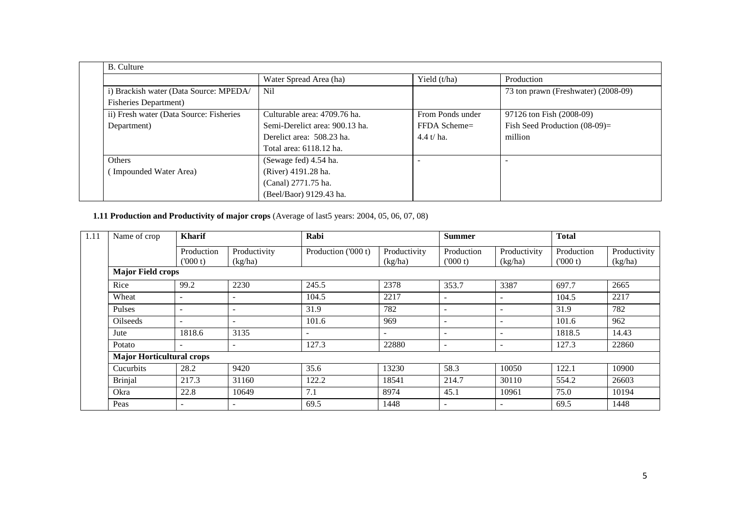| B. Culture | | | |
|---|---|---|---|
| | Water Spread Area (ha) | Yield (t/ha) | Production |
| i) Brackish water (Data Source: MPEDA/ Fisheries Department) | Nil | | 73 ton prawn (Freshwater) (2008-09) |
| ii) Fresh water (Data Source: Fisheries Department) | Culturable area: 4709.76 ha.<br>Semi-Derelict area: 900.13 ha.<br>Derelict area: 508.23 ha.<br>Total area: 6118.12 ha. | From Ponds under FFDA Scheme= 4.4 t/ ha. | 97126 ton Fish (2008-09)<br>Fish Seed Production (08-09)= million |
| Others<br>( Impounded Water Area) | (Sewage fed) 4.54 ha.<br>(River) 4191.28 ha.<br>(Canal) 2771.75 ha.<br>(Beel/Baor) 9129.43 ha. | - | - |

**1.11 Production and Productivity of major crops** (Average of last5 years: 2004, 05, 06, 07, 08)

| 1.11 | Name of crop | **Kharif** | | **Rabi** | | **Summer** | | **Total** | |
|---|---|---|---|---|---|---|---|---|---|
| | | Production ('000 t) | Productivity (kg/ha) | Production ('000 t) | Productivity (kg/ha) | Production ('000 t) | Productivity (kg/ha) | Production ('000 t) | Productivity (kg/ha) |
| | **Major Field crops** | | | | | | | | |
| | Rice | 99.2 | 2230 | 245.5 | 2378 | 353.7 | 3387 | 697.7 | 2665 |
| | Wheat | - | - | 104.5 | 2217 | - | - | 104.5 | 2217 |
| | Pulses | - | - | 31.9 | 782 | - | - | 31.9 | 782 |
| | Oilseeds | - | - | 101.6 | 969 | - | - | 101.6 | 962 |
| | Jute | 1818.6 | 3135 | - | - | - | - | 1818.5 | 14.43 |
| | Potato | - | - | 127.3 | 22880 | - | - | 127.3 | 22860 |
| | **Major Horticultural crops** | | | | | | | | |
| | Cucurbits | 28.2 | 9420 | 35.6 | 13230 | 58.3 | 10050 | 122.1 | 10900 |
| | Brinjal | 217.3 | 31160 | 122.2 | 18541 | 214.7 | 30110 | 554.2 | 26603 |
| | Okra | 22.8 | 10649 | 7.1 | 8974 | 45.1 | 10961 | 75.0 | 10194 |
| | Peas | - | - | 69.5 | 1448 | - | - | 69.5 | 1448 |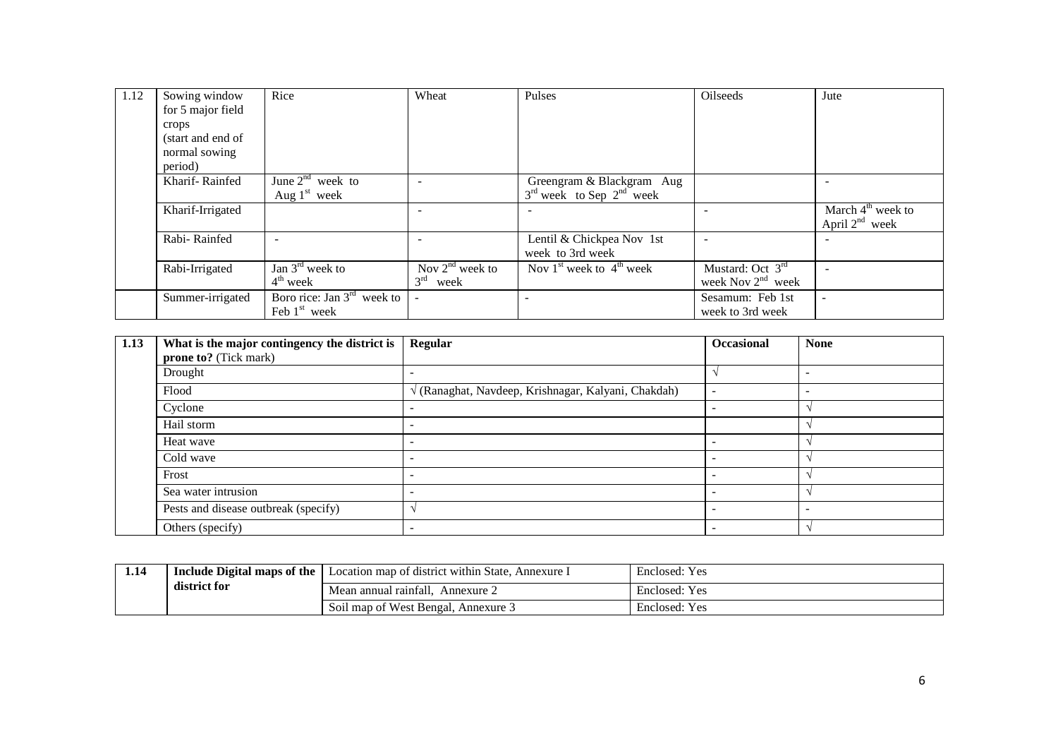| 1.12 | Sowing window for 5 major field crops (start and end of normal sowing period) | Rice | Wheat | Pulses | Oilseeds | Jute |
|---|---|---|---|---|---|---|
| | Kharif- Rainfed | June 2nd week to Aug 1st week | - | Greengram & Blackgram Aug 3rd week to Sep 2nd week | | - |
| | Kharif-Irrigated | | - | - | - | March 4th week to April 2nd week |
| | Rabi- Rainfed | - | - | Lentil & Chickpea Nov 1st week to 3rd week | - | - |
| | Rabi-Irrigated | Jan 3rd week to 4th week | Nov 2nd week to 3rd week | Nov 1st week to 4th week | Mustard: Oct 3rd week Nov 2nd week | - |
| | Summer-irrigated | Boro rice: Jan 3rd week to Feb 1st week | - | - | Sesamum: Feb 1st week to 3rd week | - |

| 1.13 | **What is the major contingency the district is prone to?** (Tick mark) | **Regular** | **Occasional** | **None** |
|---|---|---|---|---|
| | Drought | - | √ | - |
| | Flood | √ (Ranaghat, Navdeep, Krishnagar, Kalyani, Chakdah) | - | - |
| | Cyclone | - | - | √ |
| | Hail storm | - | | √ |
| | Heat wave | - | - | √ |
| | Cold wave | - | - | √ |
| | Frost | - | - | √ |
| | Sea water intrusion | - | - | √ |
| | Pests and disease outbreak (specify) | √ | - | - |
| | Others (specify) | - | - | √ |

| 1.14 | **Include Digital maps of the district for** | Location map of district within State, Annexure I | Enclosed: Yes |
|---|---|---|---|
| | | Mean annual rainfall, Annexure 2 | Enclosed: Yes |
| | | Soil map of West Bengal, Annexure 3 | Enclosed: Yes |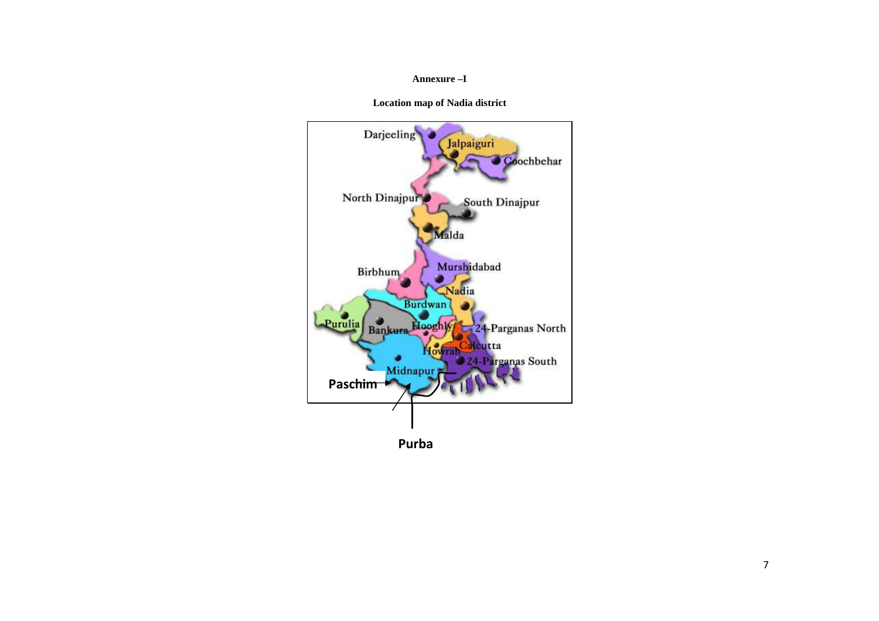**Annexure –I**

**Location map of Nadia district**

Darjeeling

Jalpaiguri

Coochbehar

North Dinajpur

South Dinajpur

Malda

Birbhum

Murshidabad

Nadia

Burdwan

Purulia

Bankura

Hooghly

24-Parganas North

Calcutta

Howrah

24-Parganas South

Midnapur

**Paschim**

**Purba**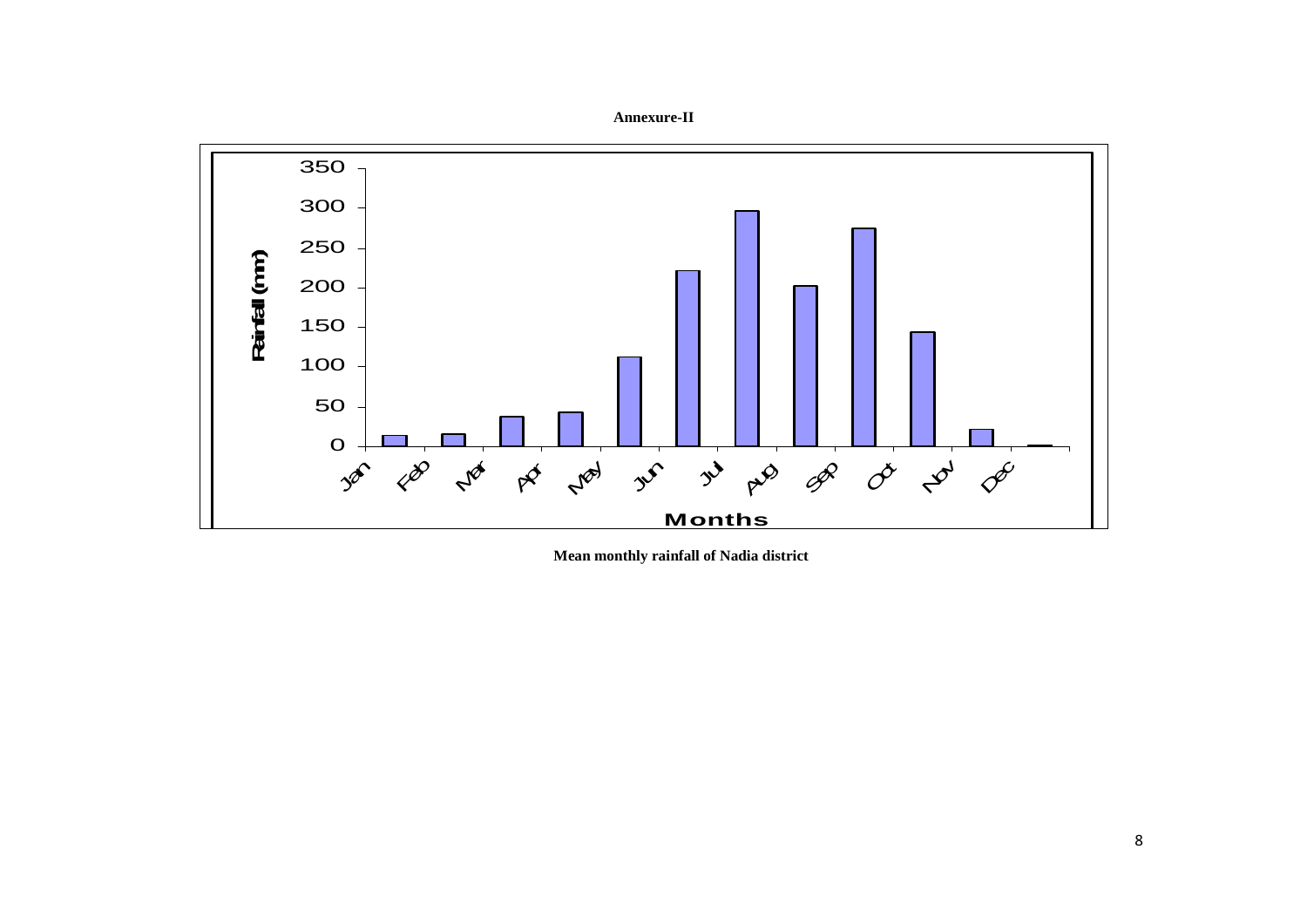**Annexure-II**

**Mean monthly rainfall of Nadia district**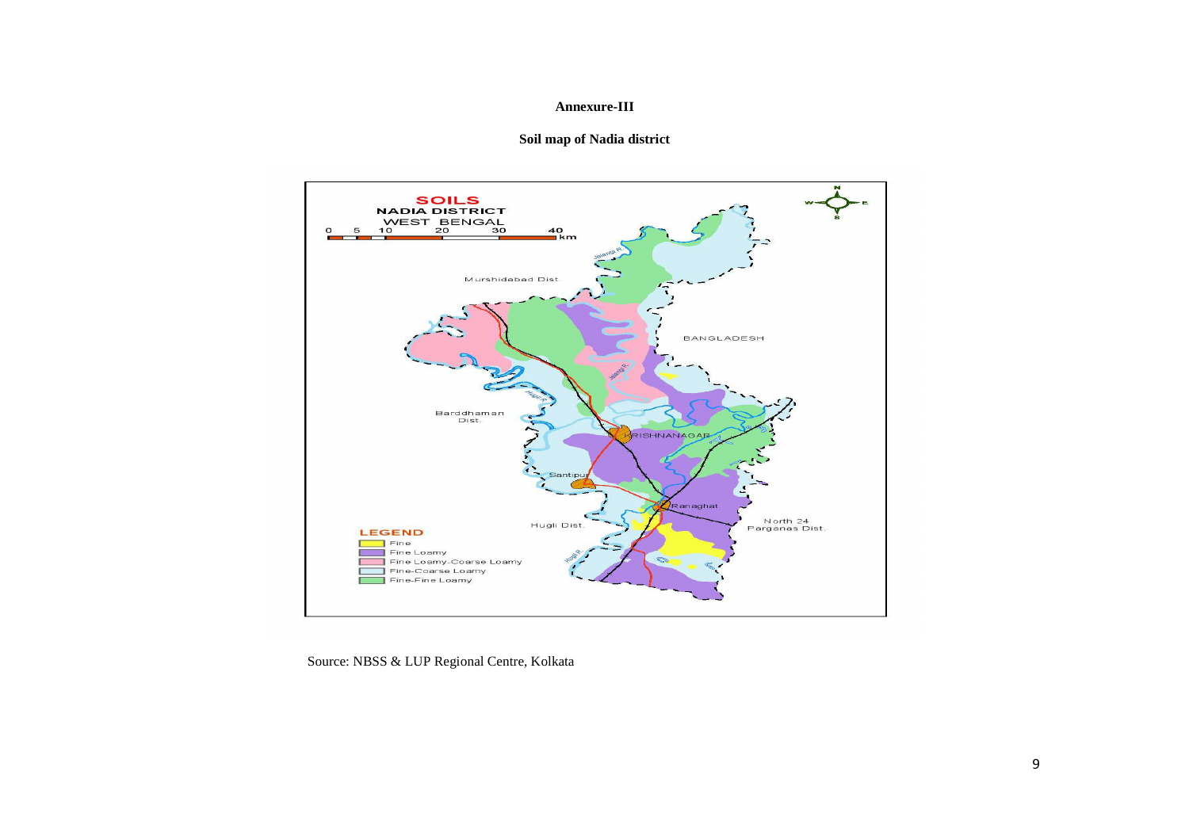**Annexure-III**

**Soil map of Nadia district**

Source: NBSS & LUP Regional Centre, Kolkata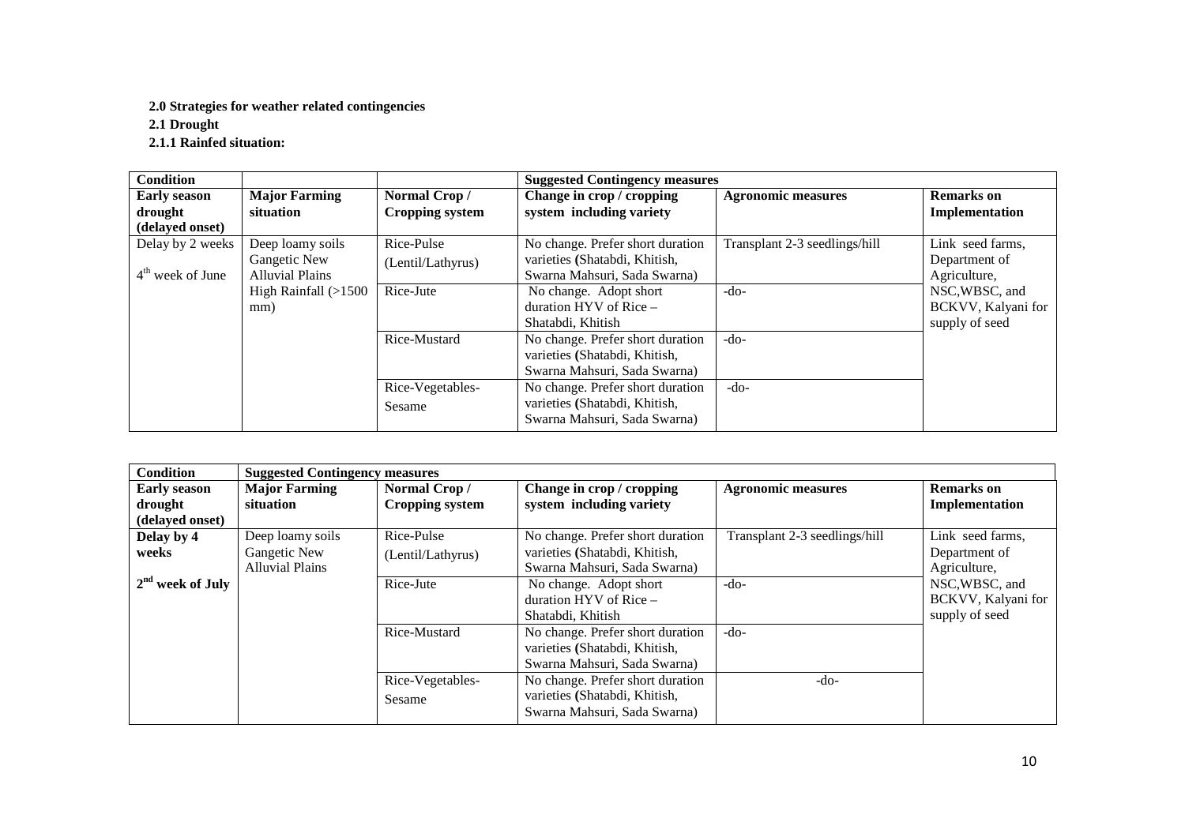**2.0 Strategies for weather related contingencies**

**2.1 Drought**

**2.1.1 Rainfed situation:**

| **Condition** | | | **Suggested Contingency measures** | | |
|---|---|---|---|---|---|
| **Early season drought (delayed onset)** | **Major Farming situation** | **Normal Crop / Cropping system** | **Change in crop / cropping system including variety** | **Agronomic measures** | **Remarks on Implementation** |
| Delay by 2 weeks<br><br>4th week of June | Deep loamy soils Gangetic New Alluvial Plains<br>High Rainfall (>1500 mm) | Rice-Pulse (Lentil/Lathyrus) | No change. Prefer short duration varieties (Shatabdi, Khitish, Swarna Mahsuri, Sada Swarna) | Transplant 2-3 seedlings/hill | Link seed farms, Department of Agriculture, NSC,WBSC, and BCKVV, Kalyani for supply of seed |
| | | Rice-Jute | No change. Adopt short duration HYV of Rice – Shatabdi, Khitish | -do- | |
| | | Rice-Mustard | No change. Prefer short duration varieties (Shatabdi, Khitish, Swarna Mahsuri, Sada Swarna) | -do- | |
| | | Rice-Vegetables-Sesame | No change. Prefer short duration varieties (Shatabdi, Khitish, Swarna Mahsuri, Sada Swarna) | -do- | |

| **Condition** | **Suggested Contingency measures** | | | | |
|---|---|---|---|---|---|
| **Early season drought (delayed onset)** | **Major Farming situation** | **Normal Crop / Cropping system** | **Change in crop / cropping system including variety** | **Agronomic measures** | **Remarks on Implementation** |
| **Delay by 4 weeks**<br><br>**2nd week of July** | Deep loamy soils Gangetic New Alluvial Plains | Rice-Pulse (Lentil/Lathyrus) | No change. Prefer short duration varieties (Shatabdi, Khitish, Swarna Mahsuri, Sada Swarna) | Transplant 2-3 seedlings/hill | Link seed farms, Department of Agriculture, NSC,WBSC, and BCKVV, Kalyani for supply of seed |
| | | Rice-Jute | No change. Adopt short duration HYV of Rice – Shatabdi, Khitish | -do- | |
| | | Rice-Mustard | No change. Prefer short duration varieties (Shatabdi, Khitish, Swarna Mahsuri, Sada Swarna) | -do- | |
| | | Rice-Vegetables-Sesame | No change. Prefer short duration varieties (Shatabdi, Khitish, Swarna Mahsuri, Sada Swarna) | -do- | |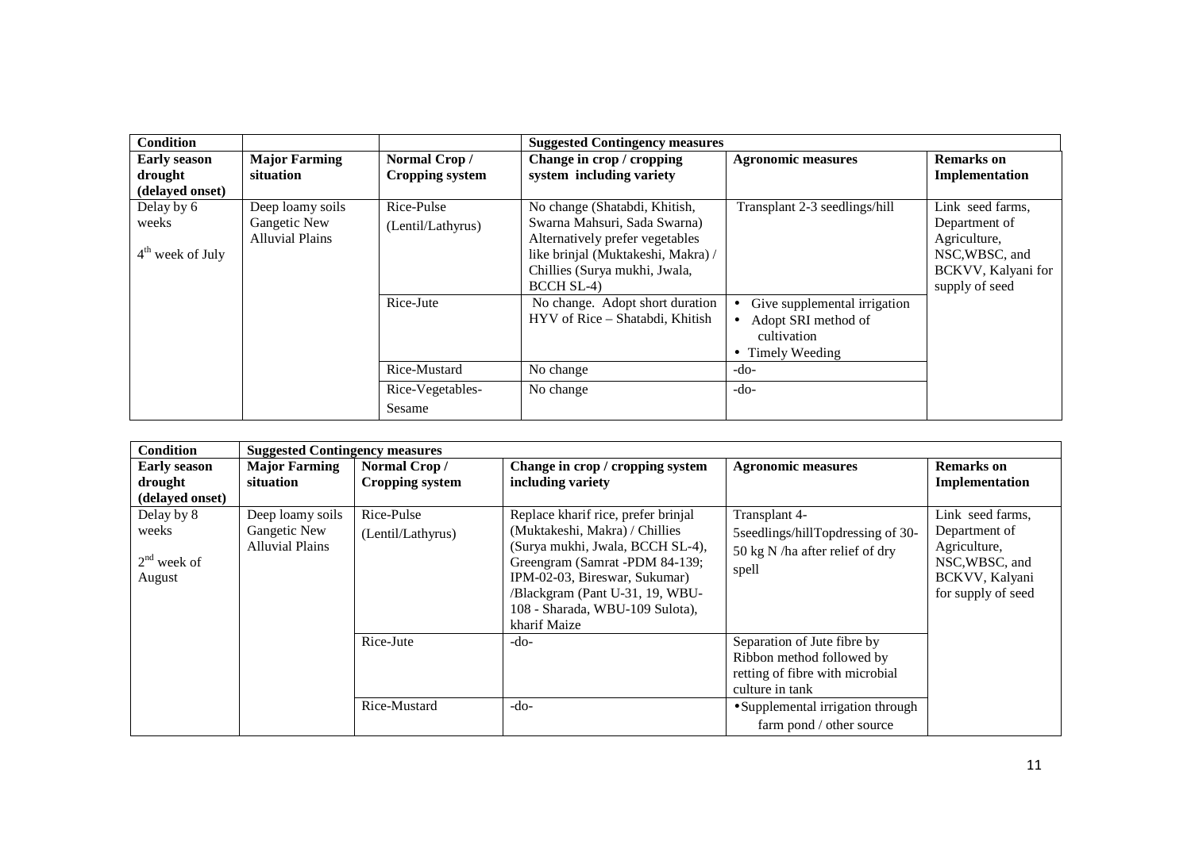| Condition | | | Suggested Contingency measures | | |
|---|---|---|---|---|---|
| **Early season drought (delayed onset)** | **Major Farming situation** | **Normal Crop / Cropping system** | **Change in crop / cropping system including variety** | **Agronomic measures** | **Remarks on Implementation** |
| Delay by 6 weeks<br><br>4th week of July | Deep loamy soils Gangetic New Alluvial Plains | Rice-Pulse (Lentil/Lathyrus) | No change (Shatabdi, Khitish, Swarna Mahsuri, Sada Swarna) Alternatively prefer vegetables like brinjal (Muktakeshi, Makra) / Chillies (Surya mukhi, Jwala, BCCH SL-4) | Transplant 2-3 seedlings/hill | Link seed farms, Department of Agriculture, NSC,WBSC, and BCKVV, Kalyani for supply of seed |
| | | Rice-Jute | No change. Adopt short duration HYV of Rice – Shatabdi, Khitish | • Give supplemental irrigation<br>• Adopt SRI method of cultivation<br>• Timely Weeding | |
| | | Rice-Mustard | No change | -do- | |
| | | Rice-Vegetables-Sesame | No change | -do- | |

| Condition | Suggested Contingency measures | | | | |
|---|---|---|---|---|---|
| **Early season drought (delayed onset)** | **Major Farming situation** | **Normal Crop / Cropping system** | **Change in crop / cropping system including variety** | **Agronomic measures** | **Remarks on Implementation** |
| Delay by 8 weeks<br><br>2nd week of August | Deep loamy soils Gangetic New Alluvial Plains | Rice-Pulse (Lentil/Lathyrus) | Replace kharif rice, prefer brinjal (Muktakeshi, Makra) / Chillies (Surya mukhi, Jwala, BCCH SL-4), Greengram (Samrat -PDM 84-139; IPM-02-03, Bireswar, Sukumar) /Blackgram (Pant U-31, 19, WBU-108 - Sharada, WBU-109 Sulota), kharif Maize | Transplant 4-5seedlings/hillTopdressing of 30-50 kg N /ha after relief of dry spell | Link seed farms, Department of Agriculture, NSC,WBSC, and BCKVV, Kalyani for supply of seed |
| | | Rice-Jute | -do- | Separation of Jute fibre by Ribbon method followed by retting of fibre with microbial culture in tank | |
| | | Rice-Mustard | -do- | • Supplemental irrigation through farm pond / other source | |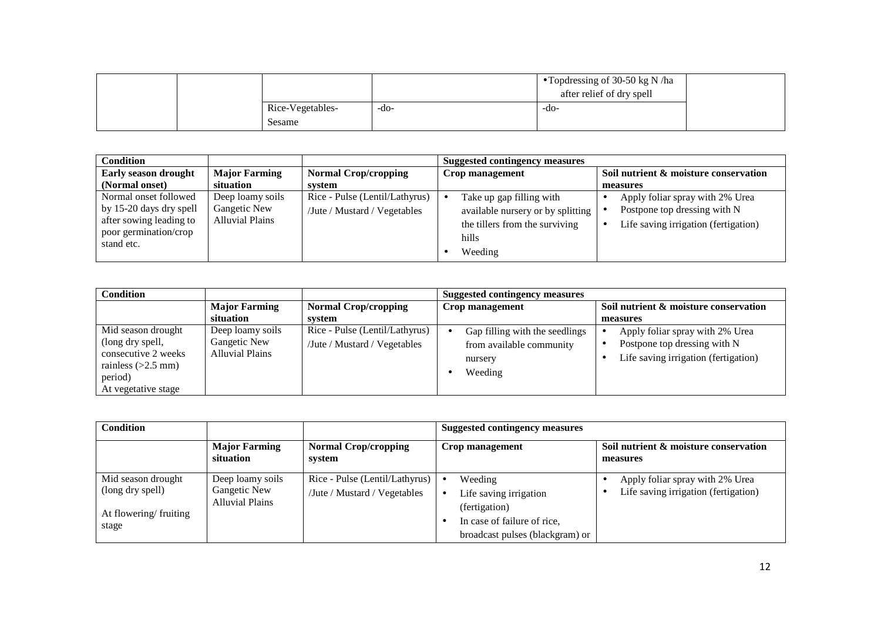| | | | | • Topdressing of 30-50 kg N /ha after relief of dry spell | |
|---|---|---|---|---|---|
| | | Rice-Vegetables-Sesame | -do- | -do- | |

| Condition | | | Suggested contingency measures | |
|---|---|---|---|---|
| Early season drought (Normal onset) | Major Farming situation | Normal Crop/cropping system | Crop management | Soil nutrient & moisture conservation measures |
| Normal onset followed by 15-20 days dry spell after sowing leading to poor germination/crop stand etc. | Deep loamy soils Gangetic New Alluvial Plains | Rice - Pulse (Lentil/Lathyrus) /Jute / Mustard / Vegetables | • Take up gap filling with available nursery or by splitting the tillers from the surviving hills<br>• Weeding | • Apply foliar spray with 2% Urea<br>• Postpone top dressing with N<br>• Life saving irrigation (fertigation) |

| Condition | | | Suggested contingency measures | |
|---|---|---|---|---|
| | Major Farming situation | Normal Crop/cropping system | Crop management | Soil nutrient & moisture conservation measures |
| Mid season drought (long dry spell, consecutive 2 weeks rainless (>2.5 mm) period) At vegetative stage | Deep loamy soils Gangetic New Alluvial Plains | Rice - Pulse (Lentil/Lathyrus) /Jute / Mustard / Vegetables | • Gap filling with the seedlings from available community nursery<br>• Weeding | • Apply foliar spray with 2% Urea<br>• Postpone top dressing with N<br>• Life saving irrigation (fertigation) |

| Condition | | | Suggested contingency measures | |
|---|---|---|---|---|
| | Major Farming situation | Normal Crop/cropping system | Crop management | Soil nutrient & moisture conservation measures |
| Mid season drought (long dry spell)<br><br>At flowering/ fruiting stage | Deep loamy soils Gangetic New Alluvial Plains | Rice - Pulse (Lentil/Lathyrus) /Jute / Mustard / Vegetables | • Weeding<br>• Life saving irrigation (fertigation)<br>• In case of failure of rice, broadcast pulses (blackgram) or | • Apply foliar spray with 2% Urea<br>• Life saving irrigation (fertigation) |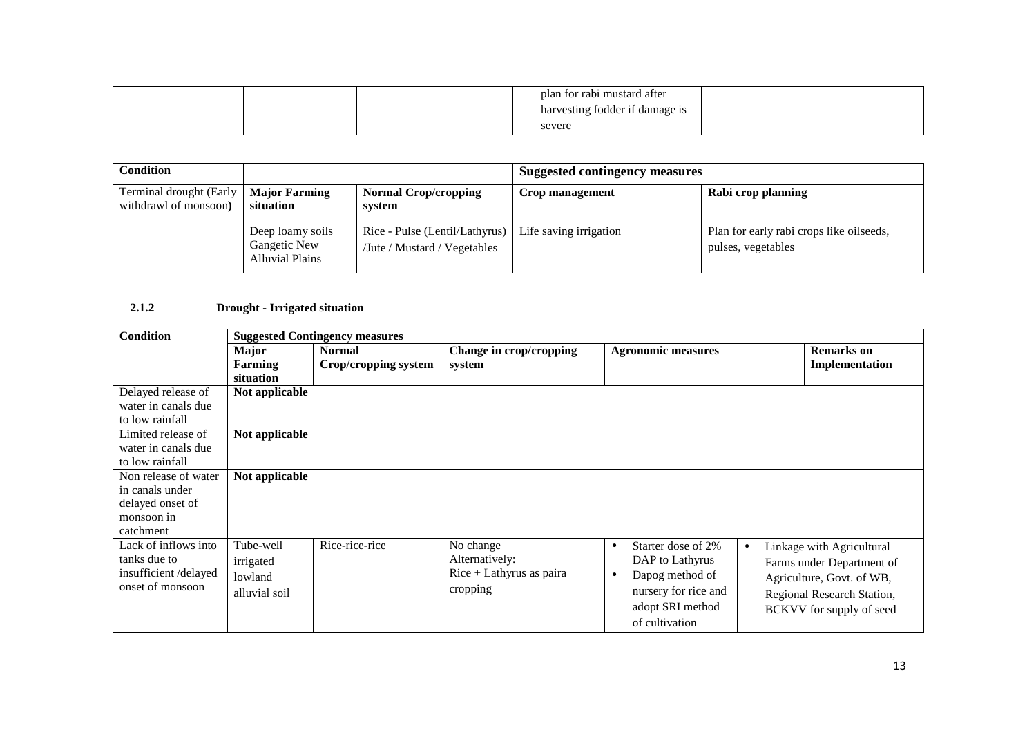|  |  |  | plan for rabi mustard after harvesting fodder if damage is severe |  |
|---|---|---|---|---|

| Condition |  |  | Suggested contingency measures |  |
|---|---|---|---|---|
| Terminal drought (Early withdrawl of monsoon) | Major Farming situation | Normal Crop/cropping system | Crop management | Rabi crop planning |
|  | Deep loamy soils Gangetic New Alluvial Plains | Rice - Pulse (Lentil/Lathyrus) /Jute / Mustard / Vegetables | Life saving irrigation | Plan for early rabi crops like oilseeds, pulses, vegetables |

### 2.1.2 Drought - Irrigated situation

| Condition | Suggested Contingency measures |  |  |  |  |
|---|---|---|---|---|---|
|  | Major Farming situation | Normal Crop/cropping system | Change in crop/cropping system | Agronomic measures | Remarks on Implementation |
| Delayed release of water in canals due to low rainfall | Not applicable |  |  |  |  |
| Limited release of water in canals due to low rainfall | Not applicable |  |  |  |  |
| Non release of water in canals under delayed onset of monsoon in catchment | Not applicable |  |  |  |  |
| Lack of inflows into tanks due to insufficient /delayed onset of monsoon | Tube-well irrigated lowland alluvial soil | Rice-rice-rice | No change Alternatively: Rice + Lathyrus as paira cropping | • Starter dose of 2% DAP to Lathyrus<br>• Dapog method of nursery for rice and adopt SRI method of cultivation | • Linkage with Agricultural Farms under Department of Agriculture, Govt. of WB, Regional Research Station, BCKVV for supply of seed |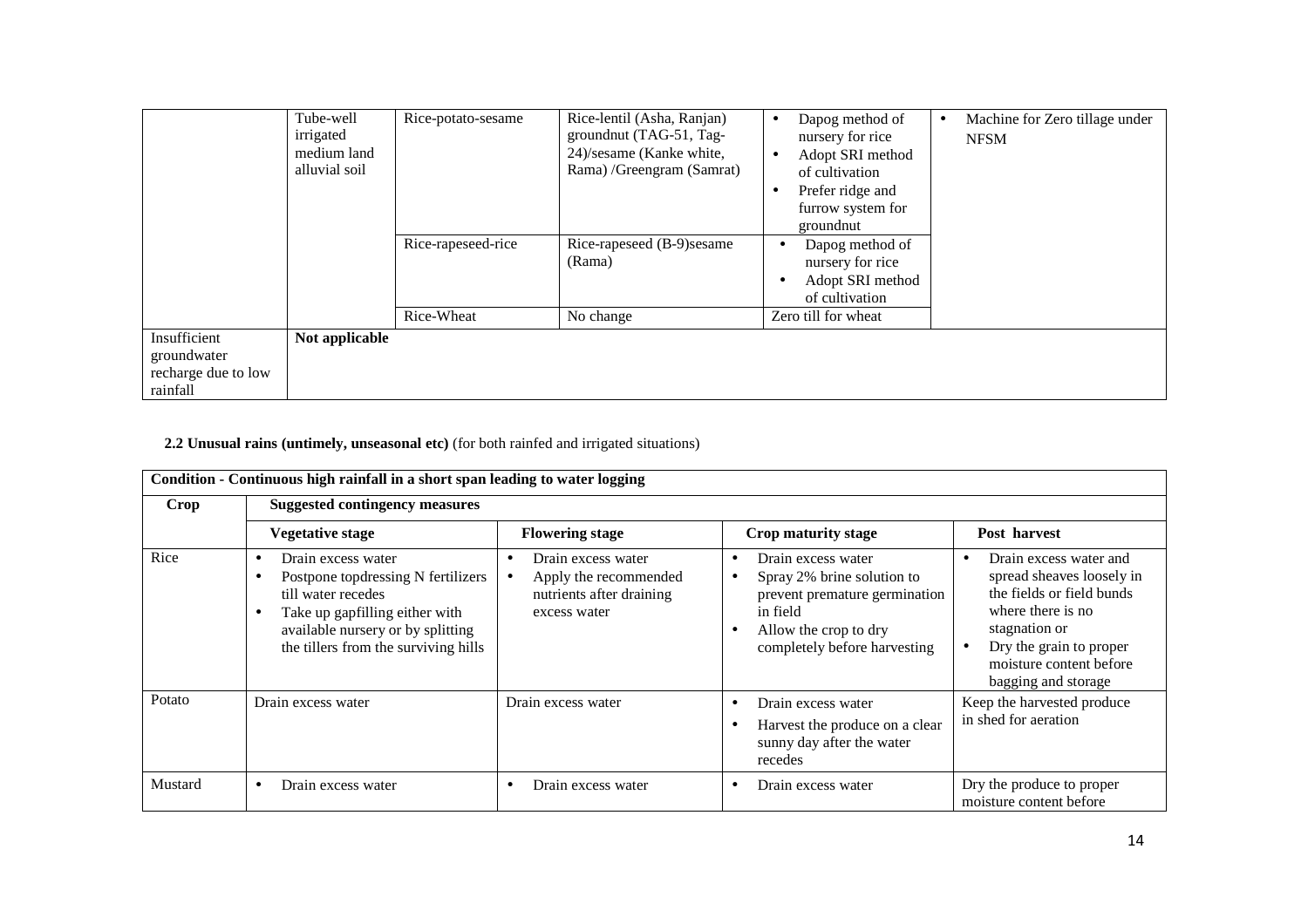| | Tube-well irrigated medium land alluvial soil | Rice-potato-sesame | Rice-lentil (Asha, Ranjan) groundnut (TAG-51, Tag-24)/sesame (Kanke white, Rama) /Greengram (Samrat) | • Dapog method of nursery for rice<br>• Adopt SRI method of cultivation<br>• Prefer ridge and furrow system for groundnut | • Machine for Zero tillage under NFSM |
|---|---|---|---|---|---|
| | | Rice-rapeseed-rice | Rice-rapeseed (B-9)sesame (Rama) | • Dapog method of nursery for rice<br>• Adopt SRI method of cultivation | |
| | | Rice-Wheat | No change | Zero till for wheat | |
| Insufficient groundwater recharge due to low rainfall | **Not applicable** | | | | |

**2.2 Unusual rains (untimely, unseasonal etc)** (for both rainfed and irrigated situations)

| **Condition - Continuous high rainfall in a short span leading to water logging** | | | | |
|---|---|---|---|---|
| **Crop** | **Suggested contingency measures** | | | |
| | **Vegetative stage** | **Flowering stage** | **Crop maturity stage** | **Post harvest** |
| Rice | • Drain excess water<br>• Postpone topdressing N fertilizers till water recedes<br>• Take up gapfilling either with available nursery or by splitting the tillers from the surviving hills | • Drain excess water<br>• Apply the recommended nutrients after draining excess water | • Drain excess water<br>• Spray 2% brine solution to prevent premature germination in field<br>• Allow the crop to dry completely before harvesting | • Drain excess water and spread sheaves loosely in the fields or field bunds where there is no stagnation or<br>• Dry the grain to proper moisture content before bagging and storage |
| Potato | Drain excess water | Drain excess water | • Drain excess water<br>• Harvest the produce on a clear sunny day after the water recedes | Keep the harvested produce in shed for aeration |
| Mustard | • Drain excess water | • Drain excess water | • Drain excess water | Dry the produce to proper moisture content before |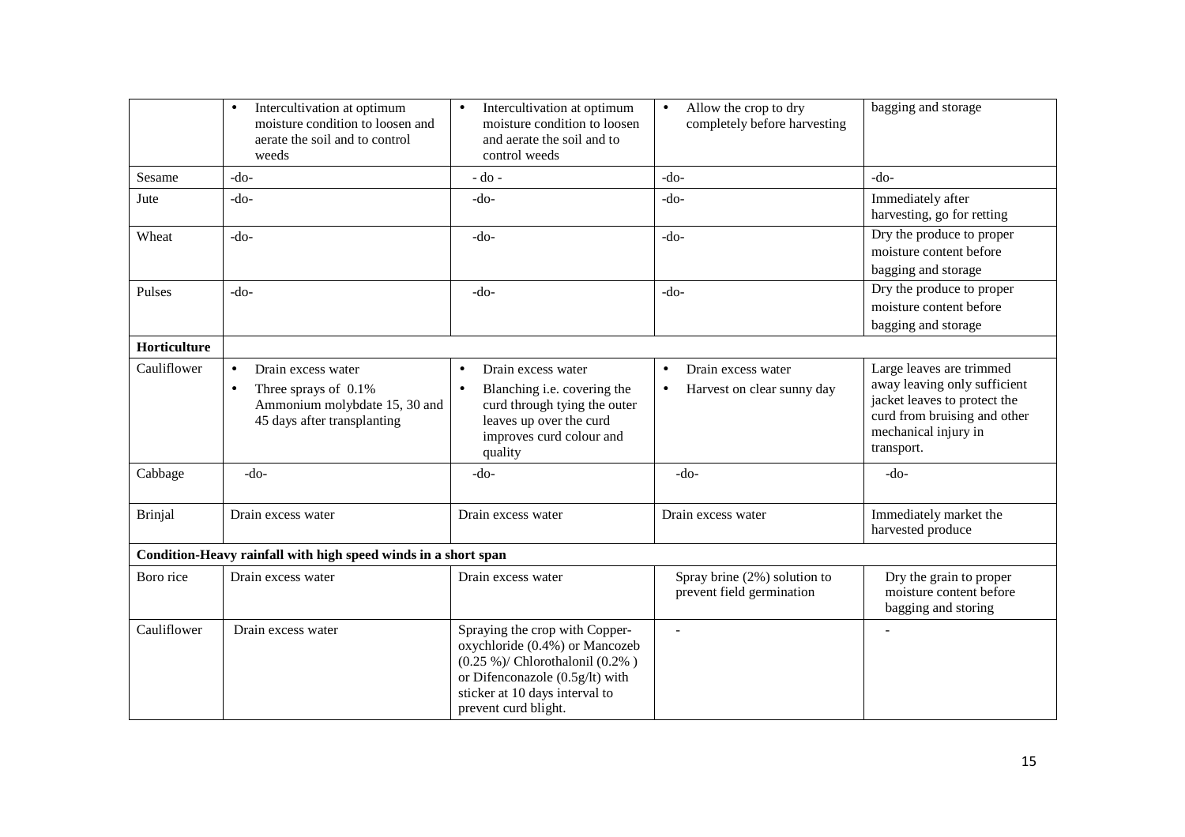| | | | | |
|---|---|---|---|---|
| | • Intercultivation at optimum moisture condition to loosen and aerate the soil and to control weeds | • Intercultivation at optimum moisture condition to loosen and aerate the soil and to control weeds | • Allow the crop to dry completely before harvesting | bagging and storage |
| Sesame | -do- | - do - | -do- | -do- |
| Jute | -do- | -do- | -do- | Immediately after harvesting, go for retting |
| Wheat | -do- | -do- | -do- | Dry the produce to proper moisture content before bagging and storage |
| Pulses | -do- | -do- | -do- | Dry the produce to proper moisture content before bagging and storage |
| **Horticulture** | | | | |
| Cauliflower | • Drain excess water<br>• Three sprays of 0.1% Ammonium molybdate 15, 30 and 45 days after transplanting | • Drain excess water<br>• Blanching i.e. covering the curd through tying the outer leaves up over the curd improves curd colour and quality | • Drain excess water<br>• Harvest on clear sunny day | Large leaves are trimmed away leaving only sufficient jacket leaves to protect the curd from bruising and other mechanical injury in transport. |
| Cabbage | -do- | -do- | -do- | -do- |
| Brinjal | Drain excess water | Drain excess water | Drain excess water | Immediately market the harvested produce |
| **Condition-Heavy rainfall with high speed winds in a short span** | | | | |
| Boro rice | Drain excess water | Drain excess water | Spray brine (2%) solution to prevent field germination | Dry the grain to proper moisture content before bagging and storing |
| Cauliflower | Drain excess water | Spraying the crop with Copper-oxychloride (0.4%) or Mancozeb (0.25 %)/ Chlorothalonil (0.2% ) or Difenconazole (0.5g/lt) with sticker at 10 days interval to prevent curd blight. | - | - |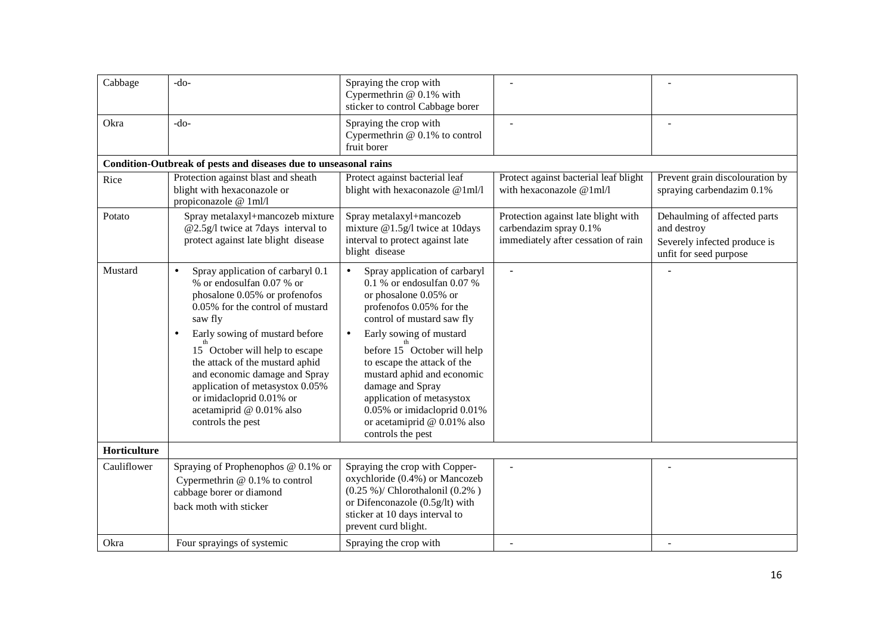| Cabbage | -do- | Spraying the crop with Cypermethrin @ 0.1% with sticker to control Cabbage borer | - | - |
|---|---|---|---|---|
| Okra | -do- | Spraying the crop with Cypermethrin @ 0.1% to control fruit borer | - | - |
| **Condition-Outbreak of pests and diseases due to unseasonal rains** | | | | |
| Rice | Protection against blast and sheath blight with hexaconazole or propiconazole @ 1ml/l | Protect against bacterial leaf blight with hexaconazole @1ml/l | Protect against bacterial leaf blight with hexaconazole @1ml/l | Prevent grain discolouration by spraying carbendazim 0.1% |
| Potato | Spray metalaxyl+mancozeb mixture @2.5g/l twice at 7days interval to protect against late blight disease | Spray metalaxyl+mancozeb mixture @1.5g/l twice at 10days interval to protect against late blight disease | Protection against late blight with carbendazim spray 0.1% immediately after cessation of rain | Dehaulming of affected parts and destroy<br>Severely infected produce is unfit for seed purpose |
| Mustard | • Spray application of carbaryl 0.1 % or endosulfan 0.07 % or phosalone 0.05% or profenofos 0.05% for the control of mustard saw fly<br>• Early sowing of mustard before 15th October will help to escape the attack of the mustard aphid and economic damage and Spray application of metasystox 0.05% or imidacloprid 0.01% or acetamiprid @ 0.01% also controls the pest | • Spray application of carbaryl 0.1 % or endosulfan 0.07 % or phosalone 0.05% or profenofos 0.05% for the control of mustard saw fly<br>• Early sowing of mustard before 15th October will help to escape the attack of the mustard aphid and economic damage and Spray application of metasystox 0.05% or imidacloprid 0.01% or acetamiprid @ 0.01% also controls the pest | - | - |
| **Horticulture** | | | | |
| Cauliflower | Spraying of Prophenophos @ 0.1% or Cypermethrin @ 0.1% to control cabbage borer or diamond back moth with sticker | Spraying the crop with Copper-oxychloride (0.4%) or Mancozeb (0.25 %)/ Chlorothalonil (0.2% ) or Difenconazole (0.5g/lt) with sticker at 10 days interval to prevent curd blight. | - | - |
| Okra | Four sprayings of systemic | Spraying the crop with | - | - |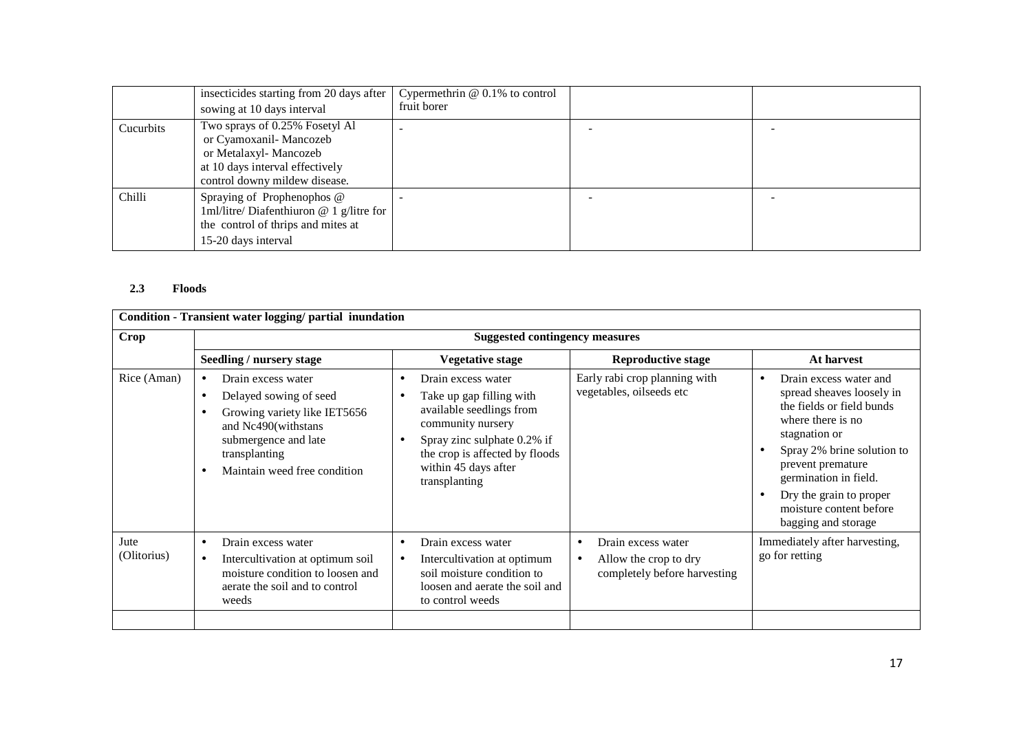|  | insecticides starting from 20 days after sowing at 10 days interval | Cypermethrin @ 0.1% to control fruit borer |  |  |
| --- | --- | --- | --- | --- |
| Cucurbits | Two sprays of 0.25% Fosetyl Al or Cyamoxanil- Mancozeb or Metalaxyl- Mancozeb at 10 days interval effectively control downy mildew disease. | - | - | - |
| Chilli | Spraying of Prophenophos @ 1ml/litre/ Diafenthiuron @ 1 g/litre for the control of thrips and mites at 15-20 days interval | - | - | - |

### 2.3 Floods

| Condition - Transient water logging/ partial inundation | | | | |
| --- | --- | --- | --- | --- |
| **Crop** | **Suggested contingency measures** | | | |
| | **Seedling / nursery stage** | **Vegetative stage** | **Reproductive stage** | **At harvest** |
| Rice (Aman) | • Drain excess water<br>• Delayed sowing of seed<br>• Growing variety like IET5656 and Nc490(withstans submergence and late transplanting<br>• Maintain weed free condition | • Drain excess water<br>• Take up gap filling with available seedlings from community nursery<br>• Spray zinc sulphate 0.2% if the crop is affected by floods within 45 days after transplanting | Early rabi crop planning with vegetables, oilseeds etc | • Drain excess water and spread sheaves loosely in the fields or field bunds where there is no stagnation or<br>• Spray 2% brine solution to prevent premature germination in field.<br>• Dry the grain to proper moisture content before bagging and storage |
| Jute (Olitorius) | • Drain excess water<br>• Intercultivation at optimum soil moisture condition to loosen and aerate the soil and to control weeds | • Drain excess water<br>• Intercultivation at optimum soil moisture condition to loosen and aerate the soil and to control weeds | • Drain excess water<br>• Allow the crop to dry completely before harvesting | Immediately after harvesting, go for retting |
|  |  |  |  |  |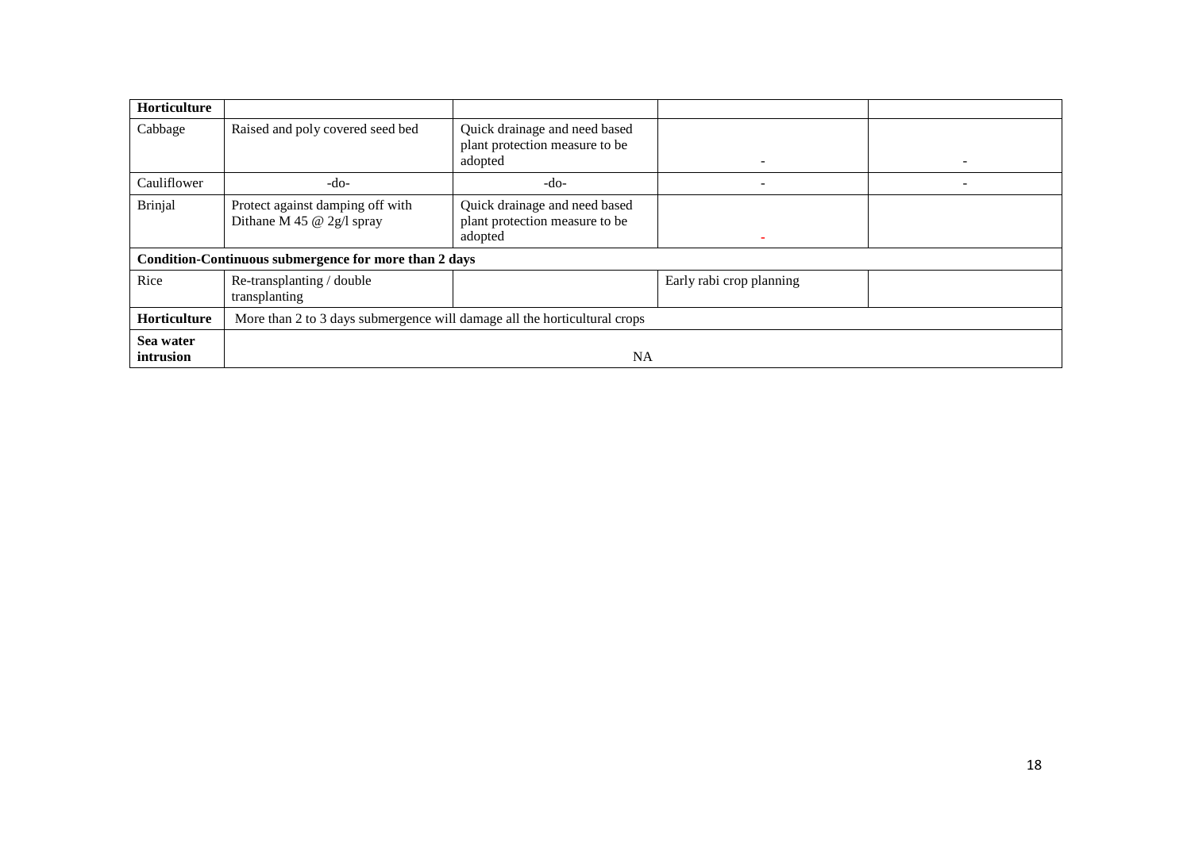| **Horticulture** | | | | |
|---|---|---|---|---|
| Cabbage | Raised and poly covered seed bed | Quick drainage and need based plant protection measure to be adopted | - | - |
| Cauliflower | -do- | -do- | - | - |
| Brinjal | Protect against damping off with Dithane M 45 @ 2g/l spray | Quick drainage and need based plant protection measure to be adopted | - | |
| **Condition-Continuous submergence for more than 2 days** | | | | |
| Rice | Re-transplanting / double transplanting | | Early rabi crop planning | |
| **Horticulture** | More than 2 to 3 days submergence will damage all the horticultural crops | | | |
| **Sea water intrusion** | NA | | | |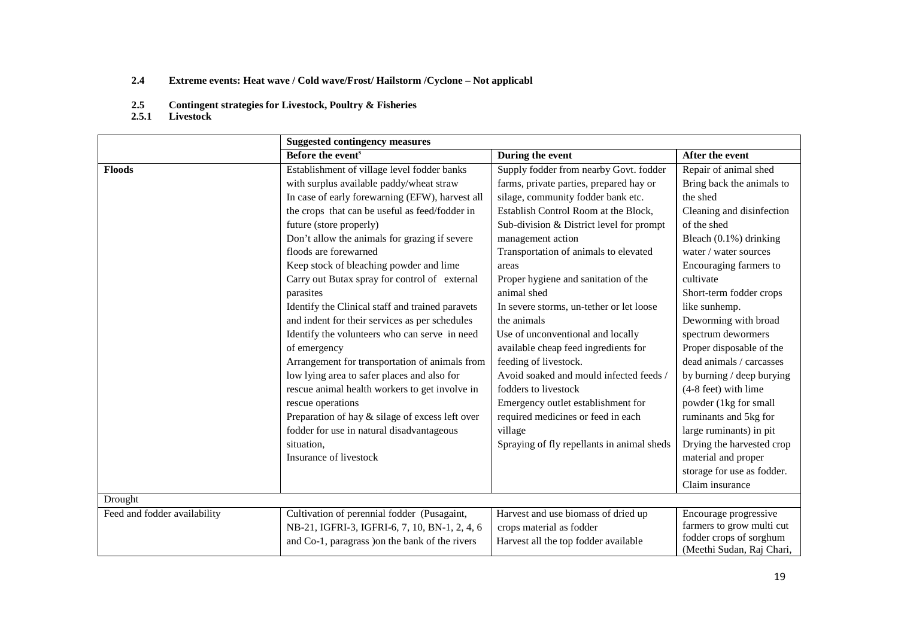**2.4 Extreme events: Heat wave / Cold wave/Frost/ Hailstorm /Cyclone – Not applicabl**

**2.5 Contingent strategies for Livestock, Poultry & Fisheries**

**2.5.1 Livestock**

| | Suggested contingency measures | | |
|---|---|---|---|
| | **Before the event**[s] | **During the event** | **After the event** |
| **Floods** | Establishment of village level fodder banks with surplus available paddy/wheat straw<br>In case of early forewarning (EFW), harvest all the crops that can be useful as feed/fodder in future (store properly)<br>Don't allow the animals for grazing if severe floods are forewarned<br>Keep stock of bleaching powder and lime<br>Carry out Butax spray for control of external parasites<br>Identify the Clinical staff and trained paravets and indent for their services as per schedules<br>Identify the volunteers who can serve in need of emergency<br>Arrangement for transportation of animals from low lying area to safer places and also for rescue animal health workers to get involve in rescue operations<br>Preparation of hay & silage of excess left over fodder for use in natural disadvantageous situation,<br>Insurance of livestock | Supply fodder from nearby Govt. fodder farms, private parties, prepared hay or silage, community fodder bank etc.<br>Establish Control Room at the Block, Sub-division & District level for prompt management action<br>Transportation of animals to elevated areas<br>Proper hygiene and sanitation of the animal shed<br>In severe storms, un-tether or let loose the animals<br>Use of unconventional and locally available cheap feed ingredients for feeding of livestock.<br>Avoid soaked and mould infected feeds / fodders to livestock<br>Emergency outlet establishment for required medicines or feed in each village<br>Spraying of fly repellants in animal sheds | Repair of animal shed<br>Bring back the animals to the shed<br>Cleaning and disinfection of the shed<br>Bleach (0.1%) drinking water / water sources<br>Encouraging farmers to cultivate<br>Short-term fodder crops like sunhemp.<br>Deworming with broad spectrum dewormers<br>Proper disposable of the dead animals / carcasses by burning / deep burying (4-8 feet) with lime powder (1kg for small ruminants and 5kg for large ruminants) in pit<br>Drying the harvested crop material and proper storage for use as fodder.<br>Claim insurance |
| Drought | | | |
| Feed and fodder availability | Cultivation of perennial fodder (Pusagaint, NB-21, IGFRI-3, IGFRI-6, 7, 10, BN-1, 2, 4, 6 and Co-1, paragrass )on the bank of the rivers | Harvest and use biomass of dried up crops material as fodder<br>Harvest all the top fodder available | Encourage progressive farmers to grow multi cut fodder crops of sorghum (Meethi Sudan, Raj Chari, |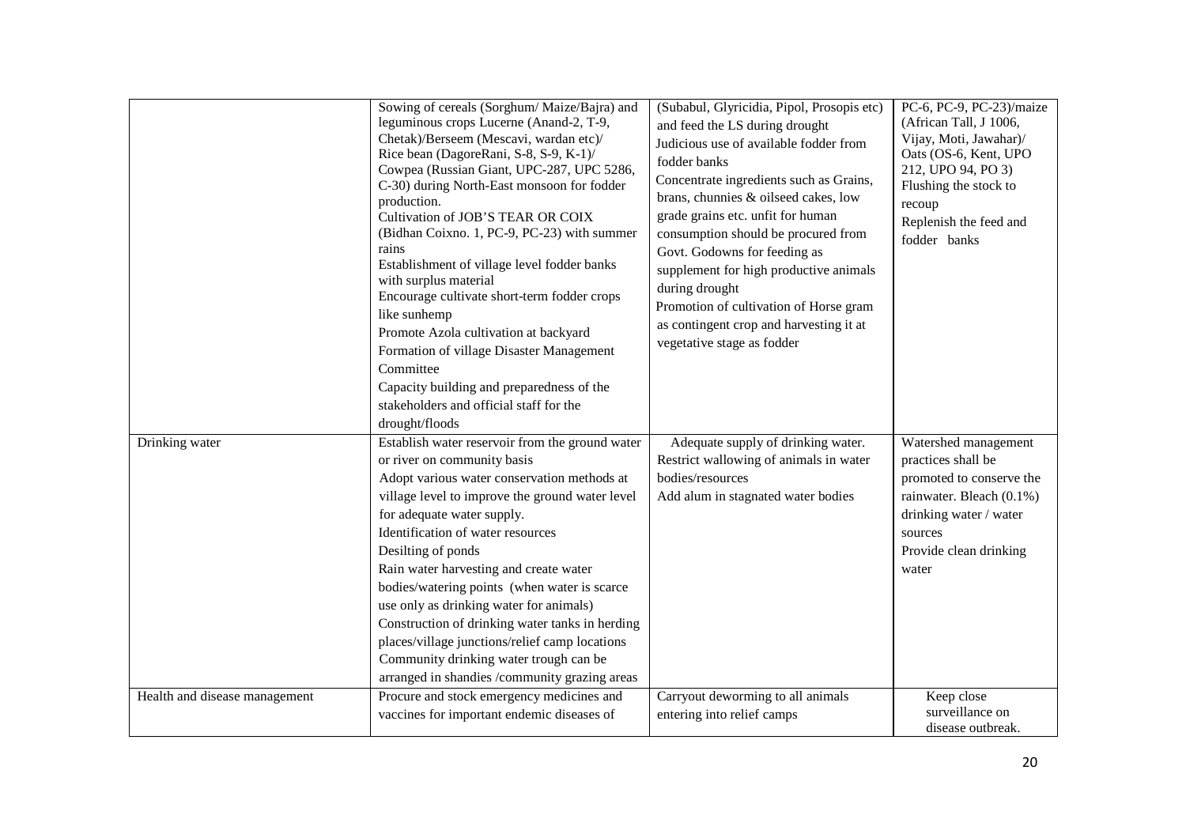| | | | |
|---|---|---|---|
| | Sowing of cereals (Sorghum/ Maize/Bajra) and leguminous crops Lucerne (Anand-2, T-9, Chetak)/Berseem (Mescavi, wardan etc)/ Rice bean (DagoreRani, S-8, S-9, K-1)/ Cowpea (Russian Giant, UPC-287, UPC 5286, C-30) during North-East monsoon for fodder production.<br>Cultivation of JOB'S TEAR OR COIX (Bidhan Coixno. 1, PC-9, PC-23) with summer rains<br>Establishment of village level fodder banks with surplus material<br>Encourage cultivate short-term fodder crops like sunhemp<br>Promote Azola cultivation at backyard<br>Formation of village Disaster Management Committee<br>Capacity building and preparedness of the stakeholders and official staff for the drought/floods | (Subabul, Glyricidia, Pipol, Prosopis etc) and feed the LS during drought<br>Judicious use of available fodder from fodder banks<br>Concentrate ingredients such as Grains, brans, chunnies & oilseed cakes, low grade grains etc. unfit for human consumption should be procured from Govt. Godowns for feeding as supplement for high productive animals during drought<br>Promotion of cultivation of Horse gram as contingent crop and harvesting it at vegetative stage as fodder | PC-6, PC-9, PC-23)/maize (African Tall, J 1006, Vijay, Moti, Jawahar)/ Oats (OS-6, Kent, UPO 212, UPO 94, PO 3)<br>Flushing the stock to recoup<br>Replenish the feed and fodder banks |
| Drinking water | Establish water reservoir from the ground water or river on community basis<br>Adopt various water conservation methods at village level to improve the ground water level for adequate water supply.<br>Identification of water resources<br>Desilting of ponds<br>Rain water harvesting and create water bodies/watering points (when water is scarce use only as drinking water for animals)<br>Construction of drinking water tanks in herding places/village junctions/relief camp locations<br>Community drinking water trough can be arranged in shandies /community grazing areas | Adequate supply of drinking water.<br>Restrict wallowing of animals in water bodies/resources<br>Add alum in stagnated water bodies | Watershed management practices shall be promoted to conserve the rainwater. Bleach (0.1%) drinking water / water sources<br>Provide clean drinking water |
| Health and disease management | Procure and stock emergency medicines and vaccines for important endemic diseases of | Carryout deworming to all animals entering into relief camps | Keep close surveillance on disease outbreak. |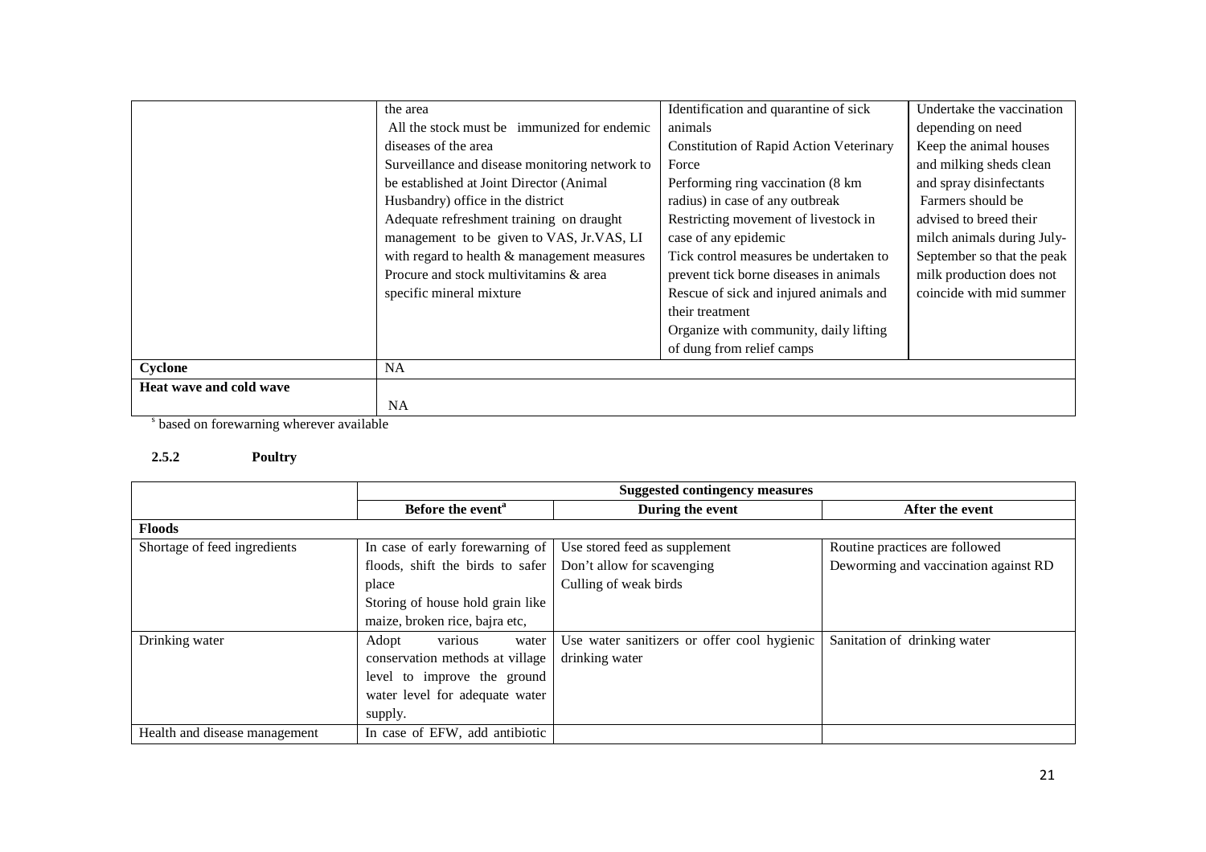| | | | |
|---|---|---|---|
| | the area<br>All the stock must be immunized for endemic diseases of the area<br>Surveillance and disease monitoring network to be established at Joint Director (Animal Husbandry) office in the district<br>Adequate refreshment training on draught management to be given to VAS, Jr.VAS, LI with regard to health & management measures<br>Procure and stock multivitamins & area specific mineral mixture | Identification and quarantine of sick animals<br>Constitution of Rapid Action Veterinary Force<br>Performing ring vaccination (8 km radius) in case of any outbreak<br>Restricting movement of livestock in case of any epidemic<br>Tick control measures be undertaken to prevent tick borne diseases in animals<br>Rescue of sick and injured animals and their treatment<br>Organize with community, daily lifting of dung from relief camps | Undertake the vaccination depending on need<br>Keep the animal houses and milking sheds clean and spray disinfectants<br>Farmers should be advised to breed their milch animals during July-September so that the peak milk production does not coincide with mid summer |
| **Cyclone** | NA | | |
| **Heat wave and cold wave** | NA | | |

[s] based on forewarning wherever available

### 2.5.2 Poultry

| | Suggested contingency measures | | |
|---|---|---|---|
| | **Before the event[a]** | **During the event** | **After the event** |
| **Floods** | | | |
| Shortage of feed ingredients | In case of early forewarning of floods, shift the birds to safer place<br>Storing of house hold grain like maize, broken rice, bajra etc, | Use stored feed as supplement<br>Don't allow for scavenging<br>Culling of weak birds | Routine practices are followed<br>Deworming and vaccination against RD |
| Drinking water | Adopt various water conservation methods at village level to improve the ground water level for adequate water supply. | Use water sanitizers or offer cool hygienic drinking water | Sanitation of drinking water |
| Health and disease management | In case of EFW, add antibiotic | | |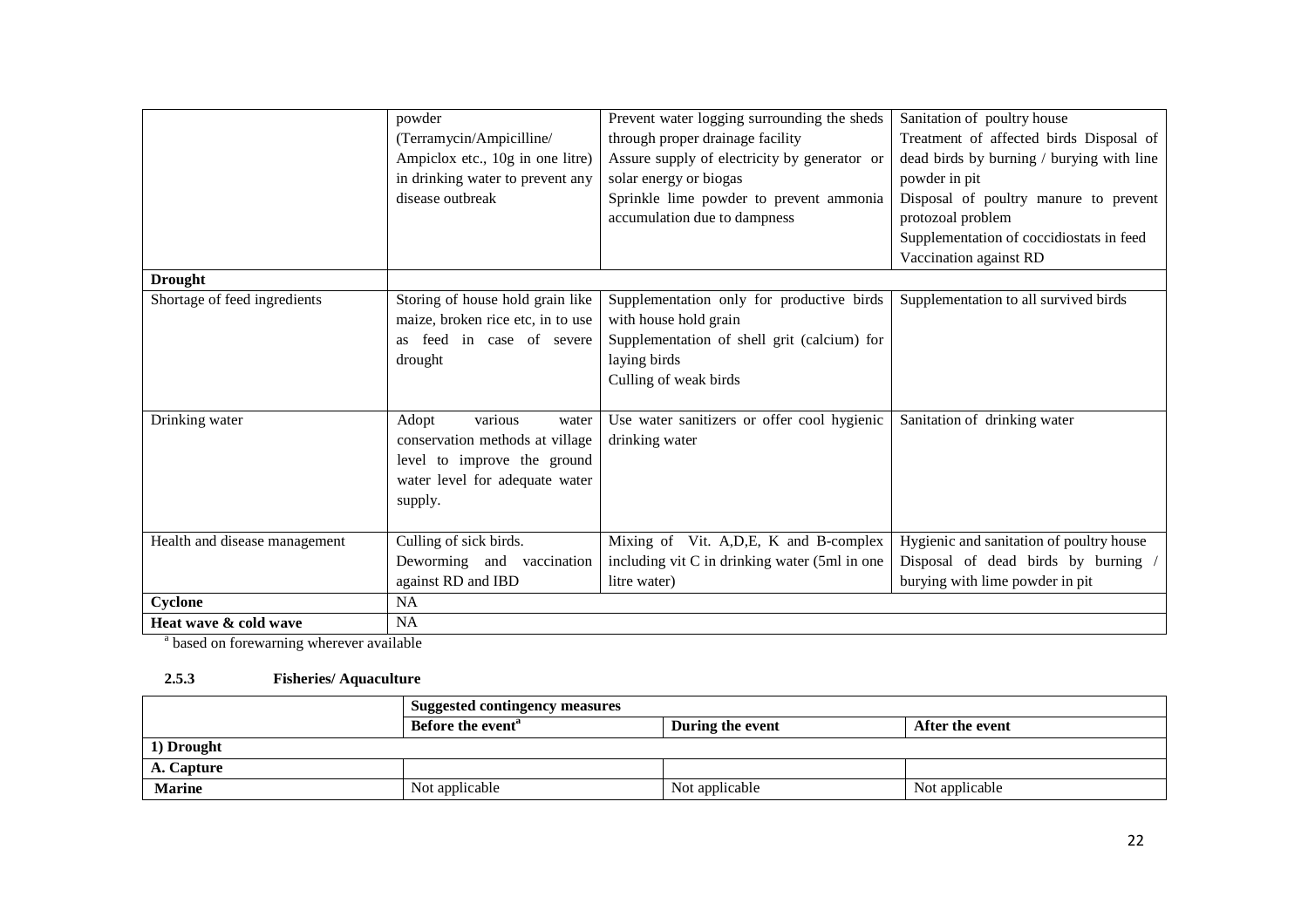| | | | |
|---|---|---|---|
| | powder (Terramycin/Ampicilline/ Ampiclox etc., 10g in one litre) in drinking water to prevent any disease outbreak | Prevent water logging surrounding the sheds through proper drainage facility<br>Assure supply of electricity by generator or solar energy or biogas<br>Sprinkle lime powder to prevent ammonia accumulation due to dampness | Sanitation of poultry house<br>Treatment of affected birds Disposal of dead birds by burning / burying with line powder in pit<br>Disposal of poultry manure to prevent protozoal problem<br>Supplementation of coccidiostats in feed<br>Vaccination against RD |
| **Drought** | | | |
| Shortage of feed ingredients | Storing of house hold grain like maize, broken rice etc, in to use as feed in case of severe drought | Supplementation only for productive birds with house hold grain<br>Supplementation of shell grit (calcium) for laying birds<br>Culling of weak birds | Supplementation to all survived birds |
| Drinking water | Adopt various water conservation methods at village level to improve the ground water level for adequate water supply. | Use water sanitizers or offer cool hygienic drinking water | Sanitation of drinking water |
| Health and disease management | Culling of sick birds.<br>Deworming and vaccination against RD and IBD | Mixing of Vit. A,D,E, K and B-complex including vit C in drinking water (5ml in one litre water) | Hygienic and sanitation of poultry house<br>Disposal of dead birds by burning / burying with lime powder in pit |
| **Cyclone** | NA | | |
| **Heat wave & cold wave** | NA | | |

[a] based on forewarning wherever available

### 2.5.3 Fisheries/ Aquaculture

| | **Suggested contingency measures** | | |
|---|---|---|---|
| | **Before the event[a]** | **During the event** | **After the event** |
| **1) Drought** | | | |
| **A. Capture** | | | |
| **Marine** | Not applicable | Not applicable | Not applicable |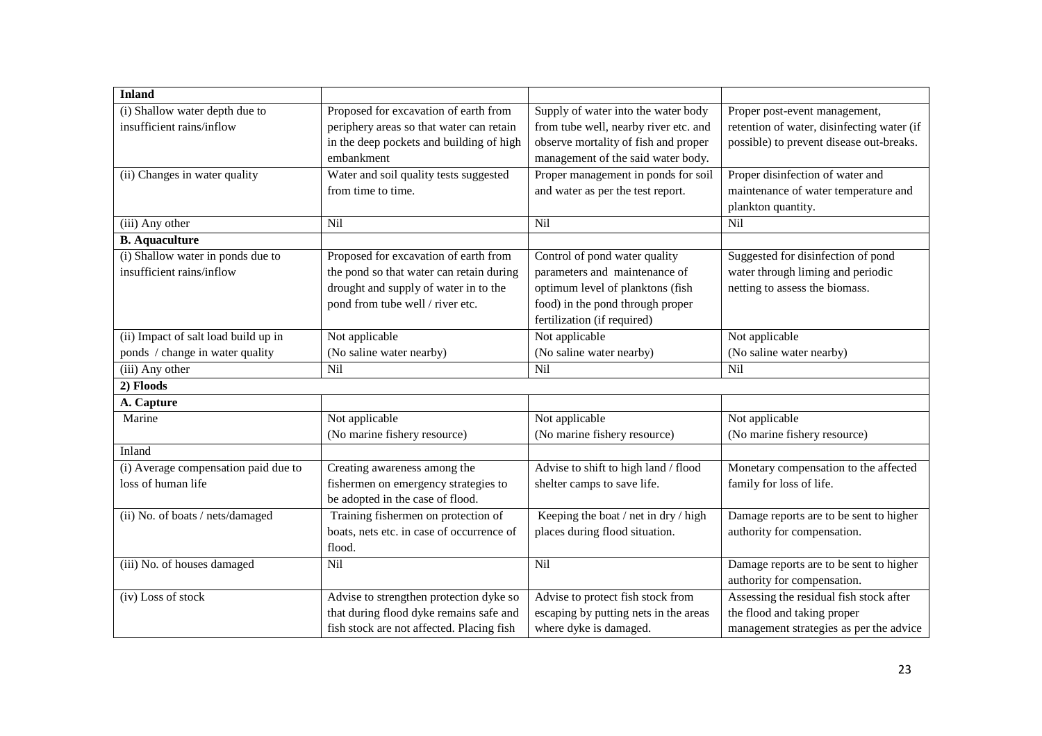| **Inland** | | | |
|---|---|---|---|
| (i) Shallow water depth due to insufficient rains/inflow | Proposed for excavation of earth from periphery areas so that water can retain in the deep pockets and building of high embankment | Supply of water into the water body from tube well, nearby river etc. and observe mortality of fish and proper management of the said water body. | Proper post-event management, retention of water, disinfecting water (if possible) to prevent disease out-breaks. |
| (ii) Changes in water quality | Water and soil quality tests suggested from time to time. | Proper management in ponds for soil and water as per the test report. | Proper disinfection of water and maintenance of water temperature and plankton quantity. |
| (iii) Any other | Nil | Nil | Nil |
| **B. Aquaculture** | | | |
| (i) Shallow water in ponds due to insufficient rains/inflow | Proposed for excavation of earth from the pond so that water can retain during drought and supply of water in to the pond from tube well / river etc. | Control of pond water quality parameters and maintenance of optimum level of planktons (fish food) in the pond through proper fertilization (if required) | Suggested for disinfection of pond water through liming and periodic netting to assess the biomass. |
| (ii) Impact of salt load build up in ponds / change in water quality | Not applicable (No saline water nearby) | Not applicable (No saline water nearby) | Not applicable (No saline water nearby) |
| (iii) Any other | Nil | Nil | Nil |
| **2) Floods** | | | |
| **A. Capture** | | | |
| Marine | Not applicable (No marine fishery resource) | Not applicable (No marine fishery resource) | Not applicable (No marine fishery resource) |
| Inland | | | |
| (i) Average compensation paid due to loss of human life | Creating awareness among the fishermen on emergency strategies to be adopted in the case of flood. | Advise to shift to high land / flood shelter camps to save life. | Monetary compensation to the affected family for loss of life. |
| (ii) No. of boats / nets/damaged | Training fishermen on protection of boats, nets etc. in case of occurrence of flood. | Keeping the boat / net in dry / high places during flood situation. | Damage reports are to be sent to higher authority for compensation. |
| (iii) No. of houses damaged | Nil | Nil | Damage reports are to be sent to higher authority for compensation. |
| (iv) Loss of stock | Advise to strengthen protection dyke so that during flood dyke remains safe and fish stock are not affected. Placing fish | Advise to protect fish stock from escaping by putting nets in the areas where dyke is damaged. | Assessing the residual fish stock after the flood and taking proper management strategies as per the advice |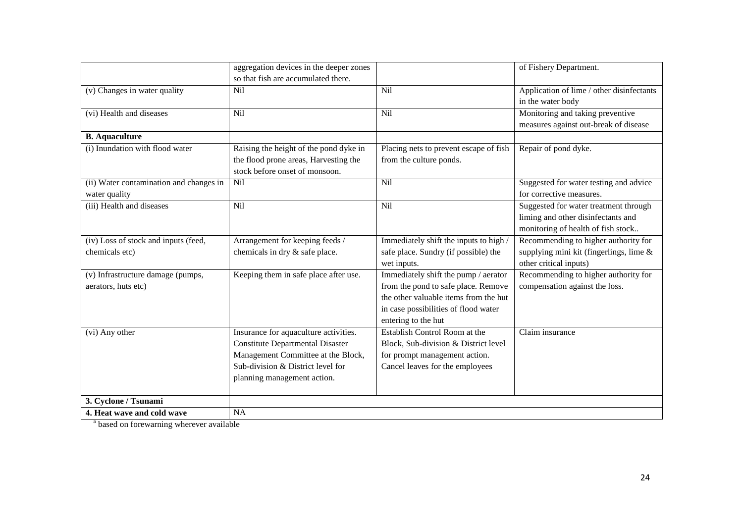| | | | |
|---|---|---|---|
| | aggregation devices in the deeper zones so that fish are accumulated there. | | of Fishery Department. |
| (v) Changes in water quality | Nil | Nil | Application of lime / other disinfectants in the water body |
| (vi) Health and diseases | Nil | Nil | Monitoring and taking preventive measures against out-break of disease |
| **B. Aquaculture** | | | |
| (i) Inundation with flood water | Raising the height of the pond dyke in the flood prone areas, Harvesting the stock before onset of monsoon. | Placing nets to prevent escape of fish from the culture ponds. | Repair of pond dyke. |
| (ii) Water contamination and changes in water quality | Nil | Nil | Suggested for water testing and advice for corrective measures. |
| (iii) Health and diseases | Nil | Nil | Suggested for water treatment through liming and other disinfectants and monitoring of health of fish stock.. |
| (iv) Loss of stock and inputs (feed, chemicals etc) | Arrangement for keeping feeds / chemicals in dry & safe place. | Immediately shift the inputs to high / safe place. Sundry (if possible) the wet inputs. | Recommending to higher authority for supplying mini kit (fingerlings, lime & other critical inputs) |
| (v) Infrastructure damage (pumps, aerators, huts etc) | Keeping them in safe place after use. | Immediately shift the pump / aerator from the pond to safe place. Remove the other valuable items from the hut in case possibilities of flood water entering to the hut | Recommending to higher authority for compensation against the loss. |
| (vi) Any other | Insurance for aquaculture activities. Constitute Departmental Disaster Management Committee at the Block, Sub-division & District level for planning management action. | Establish Control Room at the Block, Sub-division & District level for prompt management action. Cancel leaves for the employees | Claim insurance |
| **3. Cyclone / Tsunami** | | | |
| **4. Heat wave and cold wave** | NA | | |

[a] based on forewarning wherever available